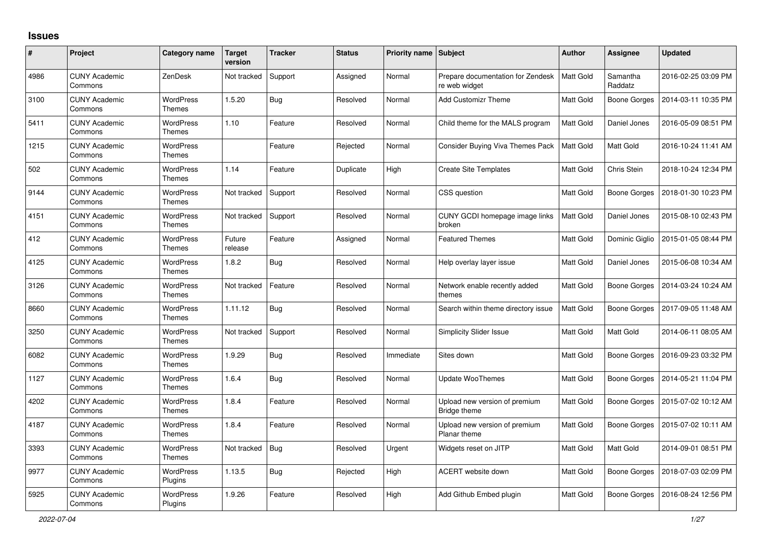## Issues

| # | Project | Category name | Target version | Tracker | Status | Priority name | Subject | Author | Assignee | Updated |
|---|---|---|---|---|---|---|---|---|---|---|
| 4986 | CUNY Academic Commons | ZenDesk | Not tracked | Support | Assigned | Normal | Prepare documentation for Zendesk re web widget | Matt Gold | Samantha Raddatz | 2016-02-25 03:09 PM |
| 3100 | CUNY Academic Commons | WordPress Themes | 1.5.20 | Bug | Resolved | Normal | Add Customizr Theme | Matt Gold | Boone Gorges | 2014-03-11 10:35 PM |
| 5411 | CUNY Academic Commons | WordPress Themes | 1.10 | Feature | Resolved | Normal | Child theme for the MALS program | Matt Gold | Daniel Jones | 2016-05-09 08:51 PM |
| 1215 | CUNY Academic Commons | WordPress Themes | | Feature | Rejected | Normal | Consider Buying Viva Themes Pack | Matt Gold | Matt Gold | 2016-10-24 11:41 AM |
| 502 | CUNY Academic Commons | WordPress Themes | 1.14 | Feature | Duplicate | High | Create Site Templates | Matt Gold | Chris Stein | 2018-10-24 12:34 PM |
| 9144 | CUNY Academic Commons | WordPress Themes | Not tracked | Support | Resolved | Normal | CSS question | Matt Gold | Boone Gorges | 2018-01-30 10:23 PM |
| 4151 | CUNY Academic Commons | WordPress Themes | Not tracked | Support | Resolved | Normal | CUNY GCDI homepage image links broken | Matt Gold | Daniel Jones | 2015-08-10 02:43 PM |
| 412 | CUNY Academic Commons | WordPress Themes | Future release | Feature | Assigned | Normal | Featured Themes | Matt Gold | Dominic Giglio | 2015-01-05 08:44 PM |
| 4125 | CUNY Academic Commons | WordPress Themes | 1.8.2 | Bug | Resolved | Normal | Help overlay layer issue | Matt Gold | Daniel Jones | 2015-06-08 10:34 AM |
| 3126 | CUNY Academic Commons | WordPress Themes | Not tracked | Feature | Resolved | Normal | Network enable recently added themes | Matt Gold | Boone Gorges | 2014-03-24 10:24 AM |
| 8660 | CUNY Academic Commons | WordPress Themes | 1.11.12 | Bug | Resolved | Normal | Search within theme directory issue | Matt Gold | Boone Gorges | 2017-09-05 11:48 AM |
| 3250 | CUNY Academic Commons | WordPress Themes | Not tracked | Support | Resolved | Normal | Simplicity Slider Issue | Matt Gold | Matt Gold | 2014-06-11 08:05 AM |
| 6082 | CUNY Academic Commons | WordPress Themes | 1.9.29 | Bug | Resolved | Immediate | Sites down | Matt Gold | Boone Gorges | 2016-09-23 03:32 PM |
| 1127 | CUNY Academic Commons | WordPress Themes | 1.6.4 | Bug | Resolved | Normal | Update WooThemes | Matt Gold | Boone Gorges | 2014-05-21 11:04 PM |
| 4202 | CUNY Academic Commons | WordPress Themes | 1.8.4 | Feature | Resolved | Normal | Upload new version of premium Bridge theme | Matt Gold | Boone Gorges | 2015-07-02 10:12 AM |
| 4187 | CUNY Academic Commons | WordPress Themes | 1.8.4 | Feature | Resolved | Normal | Upload new version of premium Planar theme | Matt Gold | Boone Gorges | 2015-07-02 10:11 AM |
| 3393 | CUNY Academic Commons | WordPress Themes | Not tracked | Bug | Resolved | Urgent | Widgets reset on JITP | Matt Gold | Matt Gold | 2014-09-01 08:51 PM |
| 9977 | CUNY Academic Commons | WordPress Plugins | 1.13.5 | Bug | Rejected | High | ACERT website down | Matt Gold | Boone Gorges | 2018-07-03 02:09 PM |
| 5925 | CUNY Academic Commons | WordPress Plugins | 1.9.26 | Feature | Resolved | High | Add Github Embed plugin | Matt Gold | Boone Gorges | 2016-08-24 12:56 PM |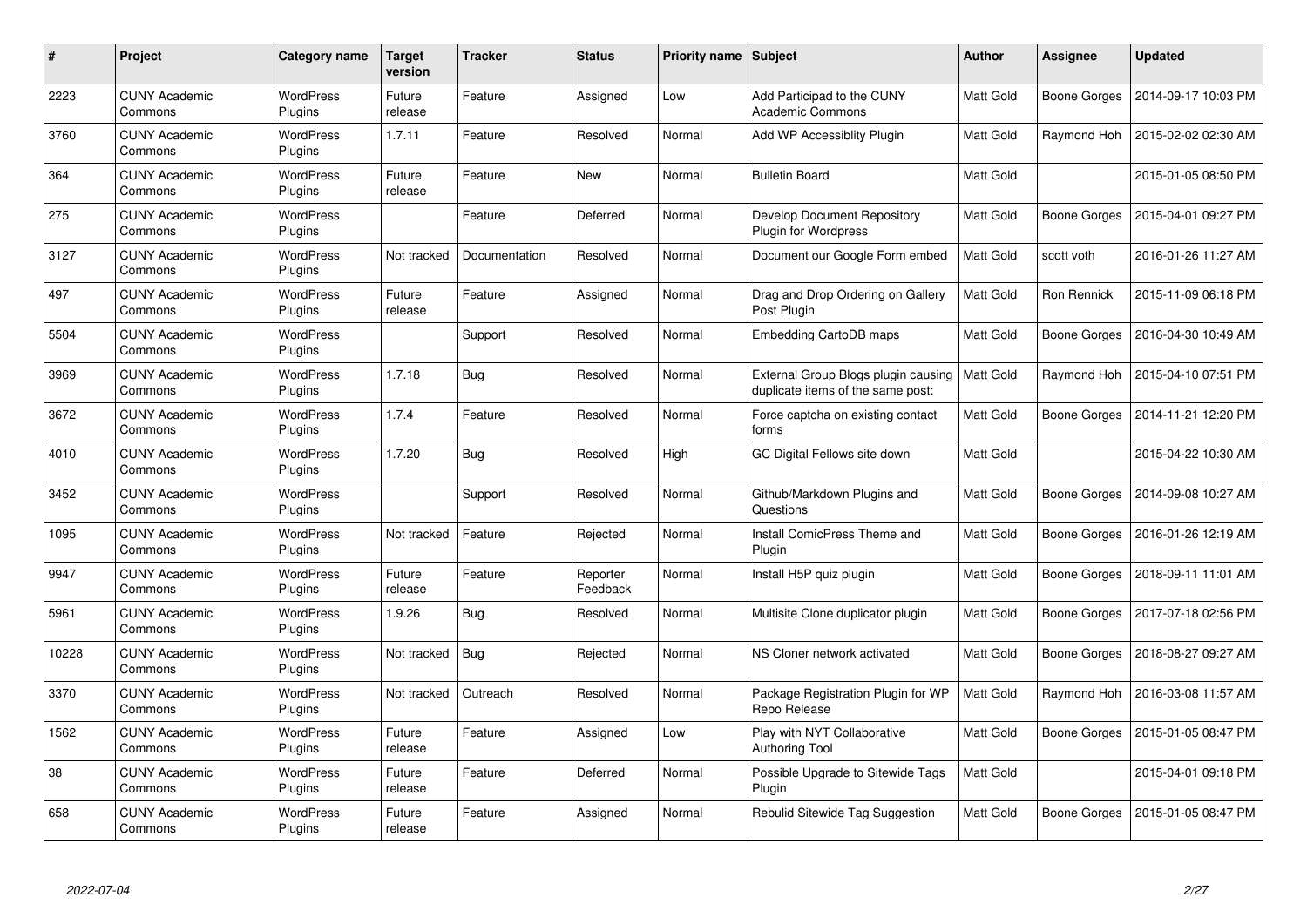| # | Project | Category name | Target version | Tracker | Status | Priority name | Subject | Author | Assignee | Updated |
|---|---|---|---|---|---|---|---|---|---|---|
| 2223 | CUNY Academic Commons | WordPress Plugins | Future release | Feature | Assigned | Low | Add Participad to the CUNY Academic Commons | Matt Gold | Boone Gorges | 2014-09-17 10:03 PM |
| 3760 | CUNY Academic Commons | WordPress Plugins | 1.7.11 | Feature | Resolved | Normal | Add WP Accessiblity Plugin | Matt Gold | Raymond Hoh | 2015-02-02 02:30 AM |
| 364 | CUNY Academic Commons | WordPress Plugins | Future release | Feature | New | Normal | Bulletin Board | Matt Gold | | 2015-01-05 08:50 PM |
| 275 | CUNY Academic Commons | WordPress Plugins | | Feature | Deferred | Normal | Develop Document Repository Plugin for Wordpress | Matt Gold | Boone Gorges | 2015-04-01 09:27 PM |
| 3127 | CUNY Academic Commons | WordPress Plugins | Not tracked | Documentation | Resolved | Normal | Document our Google Form embed | Matt Gold | scott voth | 2016-01-26 11:27 AM |
| 497 | CUNY Academic Commons | WordPress Plugins | Future release | Feature | Assigned | Normal | Drag and Drop Ordering on Gallery Post Plugin | Matt Gold | Ron Rennick | 2015-11-09 06:18 PM |
| 5504 | CUNY Academic Commons | WordPress Plugins | | Support | Resolved | Normal | Embedding CartoDB maps | Matt Gold | Boone Gorges | 2016-04-30 10:49 AM |
| 3969 | CUNY Academic Commons | WordPress Plugins | 1.7.18 | Bug | Resolved | Normal | External Group Blogs plugin causing duplicate items of the same post: | Matt Gold | Raymond Hoh | 2015-04-10 07:51 PM |
| 3672 | CUNY Academic Commons | WordPress Plugins | 1.7.4 | Feature | Resolved | Normal | Force captcha on existing contact forms | Matt Gold | Boone Gorges | 2014-11-21 12:20 PM |
| 4010 | CUNY Academic Commons | WordPress Plugins | 1.7.20 | Bug | Resolved | High | GC Digital Fellows site down | Matt Gold | | 2015-04-22 10:30 AM |
| 3452 | CUNY Academic Commons | WordPress Plugins | | Support | Resolved | Normal | Github/Markdown Plugins and Questions | Matt Gold | Boone Gorges | 2014-09-08 10:27 AM |
| 1095 | CUNY Academic Commons | WordPress Plugins | Not tracked | Feature | Rejected | Normal | Install ComicPress Theme and Plugin | Matt Gold | Boone Gorges | 2016-01-26 12:19 AM |
| 9947 | CUNY Academic Commons | WordPress Plugins | Future release | Feature | Reporter Feedback | Normal | Install H5P quiz plugin | Matt Gold | Boone Gorges | 2018-09-11 11:01 AM |
| 5961 | CUNY Academic Commons | WordPress Plugins | 1.9.26 | Bug | Resolved | Normal | Multisite Clone duplicator plugin | Matt Gold | Boone Gorges | 2017-07-18 02:56 PM |
| 10228 | CUNY Academic Commons | WordPress Plugins | Not tracked | Bug | Rejected | Normal | NS Cloner network activated | Matt Gold | Boone Gorges | 2018-08-27 09:27 AM |
| 3370 | CUNY Academic Commons | WordPress Plugins | Not tracked | Outreach | Resolved | Normal | Package Registration Plugin for WP Repo Release | Matt Gold | Raymond Hoh | 2016-03-08 11:57 AM |
| 1562 | CUNY Academic Commons | WordPress Plugins | Future release | Feature | Assigned | Low | Play with NYT Collaborative Authoring Tool | Matt Gold | Boone Gorges | 2015-01-05 08:47 PM |
| 38 | CUNY Academic Commons | WordPress Plugins | Future release | Feature | Deferred | Normal | Possible Upgrade to Sitewide Tags Plugin | Matt Gold | | 2015-04-01 09:18 PM |
| 658 | CUNY Academic Commons | WordPress Plugins | Future release | Feature | Assigned | Normal | Rebulid Sitewide Tag Suggestion | Matt Gold | Boone Gorges | 2015-01-05 08:47 PM |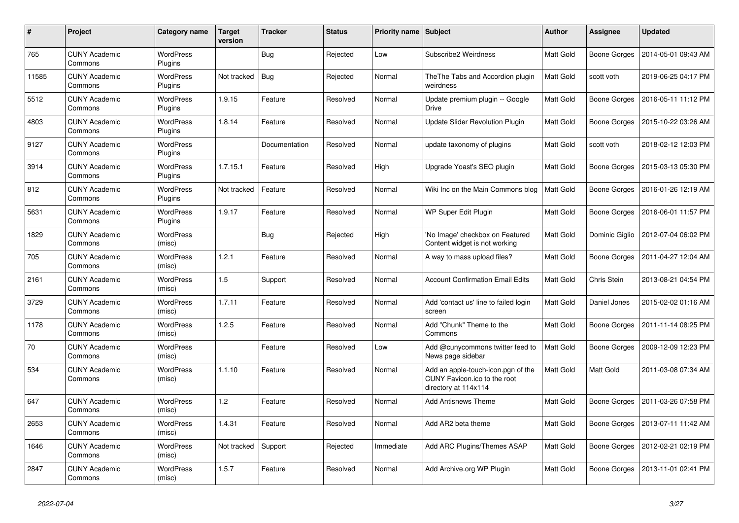| # | Project | Category name | Target version | Tracker | Status | Priority name | Subject | Author | Assignee | Updated |
|---|---|---|---|---|---|---|---|---|---|---|
| 765 | CUNY Academic Commons | WordPress Plugins | | Bug | Rejected | Low | Subscribe2 Weirdness | Matt Gold | Boone Gorges | 2014-05-01 09:43 AM |
| 11585 | CUNY Academic Commons | WordPress Plugins | Not tracked | Bug | Rejected | Normal | TheThe Tabs and Accordion plugin weirdness | Matt Gold | scott voth | 2019-06-25 04:17 PM |
| 5512 | CUNY Academic Commons | WordPress Plugins | 1.9.15 | Feature | Resolved | Normal | Update premium plugin -- Google Drive | Matt Gold | Boone Gorges | 2016-05-11 11:12 PM |
| 4803 | CUNY Academic Commons | WordPress Plugins | 1.8.14 | Feature | Resolved | Normal | Update Slider Revolution Plugin | Matt Gold | Boone Gorges | 2015-10-22 03:26 AM |
| 9127 | CUNY Academic Commons | WordPress Plugins | | Documentation | Resolved | Normal | update taxonomy of plugins | Matt Gold | scott voth | 2018-02-12 12:03 PM |
| 3914 | CUNY Academic Commons | WordPress Plugins | 1.7.15.1 | Feature | Resolved | High | Upgrade Yoast's SEO plugin | Matt Gold | Boone Gorges | 2015-03-13 05:30 PM |
| 812 | CUNY Academic Commons | WordPress Plugins | Not tracked | Feature | Resolved | Normal | Wiki Inc on the Main Commons blog | Matt Gold | Boone Gorges | 2016-01-26 12:19 AM |
| 5631 | CUNY Academic Commons | WordPress Plugins | 1.9.17 | Feature | Resolved | Normal | WP Super Edit Plugin | Matt Gold | Boone Gorges | 2016-06-01 11:57 PM |
| 1829 | CUNY Academic Commons | WordPress (misc) | | Bug | Rejected | High | 'No Image' checkbox on Featured Content widget is not working | Matt Gold | Dominic Giglio | 2012-07-04 06:02 PM |
| 705 | CUNY Academic Commons | WordPress (misc) | 1.2.1 | Feature | Resolved | Normal | A way to mass upload files? | Matt Gold | Boone Gorges | 2011-04-27 12:04 AM |
| 2161 | CUNY Academic Commons | WordPress (misc) | 1.5 | Support | Resolved | Normal | Account Confirmation Email Edits | Matt Gold | Chris Stein | 2013-08-21 04:54 PM |
| 3729 | CUNY Academic Commons | WordPress (misc) | 1.7.11 | Feature | Resolved | Normal | Add 'contact us' line to failed login screen | Matt Gold | Daniel Jones | 2015-02-02 01:16 AM |
| 1178 | CUNY Academic Commons | WordPress (misc) | 1.2.5 | Feature | Resolved | Normal | Add "Chunk" Theme to the Commons | Matt Gold | Boone Gorges | 2011-11-14 08:25 PM |
| 70 | CUNY Academic Commons | WordPress (misc) | | Feature | Resolved | Low | Add @cunycommons twitter feed to News page sidebar | Matt Gold | Boone Gorges | 2009-12-09 12:23 PM |
| 534 | CUNY Academic Commons | WordPress (misc) | 1.1.10 | Feature | Resolved | Normal | Add an apple-touch-icon.pgn of the CUNY Favicon.ico to the root directory at 114x114 | Matt Gold | Matt Gold | 2011-03-08 07:34 AM |
| 647 | CUNY Academic Commons | WordPress (misc) | 1.2 | Feature | Resolved | Normal | Add Antisnews Theme | Matt Gold | Boone Gorges | 2011-03-26 07:58 PM |
| 2653 | CUNY Academic Commons | WordPress (misc) | 1.4.31 | Feature | Resolved | Normal | Add AR2 beta theme | Matt Gold | Boone Gorges | 2013-07-11 11:42 AM |
| 1646 | CUNY Academic Commons | WordPress (misc) | Not tracked | Support | Rejected | Immediate | Add ARC Plugins/Themes ASAP | Matt Gold | Boone Gorges | 2012-02-21 02:19 PM |
| 2847 | CUNY Academic Commons | WordPress (misc) | 1.5.7 | Feature | Resolved | Normal | Add Archive.org WP Plugin | Matt Gold | Boone Gorges | 2013-11-01 02:41 PM |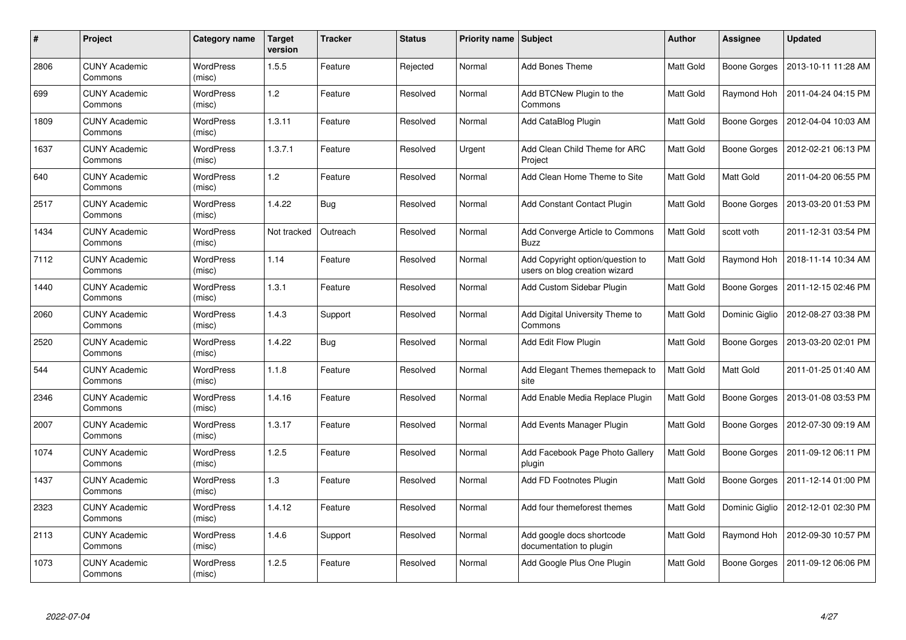| # | Project | Category name | Target version | Tracker | Status | Priority name | Subject | Author | Assignee | Updated |
|---|---|---|---|---|---|---|---|---|---|---|
| 2806 | CUNY Academic Commons | WordPress (misc) | 1.5.5 | Feature | Rejected | Normal | Add Bones Theme | Matt Gold | Boone Gorges | 2013-10-11 11:28 AM |
| 699 | CUNY Academic Commons | WordPress (misc) | 1.2 | Feature | Resolved | Normal | Add BTCNew Plugin to the Commons | Matt Gold | Raymond Hoh | 2011-04-24 04:15 PM |
| 1809 | CUNY Academic Commons | WordPress (misc) | 1.3.11 | Feature | Resolved | Normal | Add CataBlog Plugin | Matt Gold | Boone Gorges | 2012-04-04 10:03 AM |
| 1637 | CUNY Academic Commons | WordPress (misc) | 1.3.7.1 | Feature | Resolved | Urgent | Add Clean Child Theme for ARC Project | Matt Gold | Boone Gorges | 2012-02-21 06:13 PM |
| 640 | CUNY Academic Commons | WordPress (misc) | 1.2 | Feature | Resolved | Normal | Add Clean Home Theme to Site | Matt Gold | Matt Gold | 2011-04-20 06:55 PM |
| 2517 | CUNY Academic Commons | WordPress (misc) | 1.4.22 | Bug | Resolved | Normal | Add Constant Contact Plugin | Matt Gold | Boone Gorges | 2013-03-20 01:53 PM |
| 1434 | CUNY Academic Commons | WordPress (misc) | Not tracked | Outreach | Resolved | Normal | Add Converge Article to Commons Buzz | Matt Gold | scott voth | 2011-12-31 03:54 PM |
| 7112 | CUNY Academic Commons | WordPress (misc) | 1.14 | Feature | Resolved | Normal | Add Copyright option/question to users on blog creation wizard | Matt Gold | Raymond Hoh | 2018-11-14 10:34 AM |
| 1440 | CUNY Academic Commons | WordPress (misc) | 1.3.1 | Feature | Resolved | Normal | Add Custom Sidebar Plugin | Matt Gold | Boone Gorges | 2011-12-15 02:46 PM |
| 2060 | CUNY Academic Commons | WordPress (misc) | 1.4.3 | Support | Resolved | Normal | Add Digital University Theme to Commons | Matt Gold | Dominic Giglio | 2012-08-27 03:38 PM |
| 2520 | CUNY Academic Commons | WordPress (misc) | 1.4.22 | Bug | Resolved | Normal | Add Edit Flow Plugin | Matt Gold | Boone Gorges | 2013-03-20 02:01 PM |
| 544 | CUNY Academic Commons | WordPress (misc) | 1.1.8 | Feature | Resolved | Normal | Add Elegant Themes themepack to site | Matt Gold | Matt Gold | 2011-01-25 01:40 AM |
| 2346 | CUNY Academic Commons | WordPress (misc) | 1.4.16 | Feature | Resolved | Normal | Add Enable Media Replace Plugin | Matt Gold | Boone Gorges | 2013-01-08 03:53 PM |
| 2007 | CUNY Academic Commons | WordPress (misc) | 1.3.17 | Feature | Resolved | Normal | Add Events Manager Plugin | Matt Gold | Boone Gorges | 2012-07-30 09:19 AM |
| 1074 | CUNY Academic Commons | WordPress (misc) | 1.2.5 | Feature | Resolved | Normal | Add Facebook Page Photo Gallery plugin | Matt Gold | Boone Gorges | 2011-09-12 06:11 PM |
| 1437 | CUNY Academic Commons | WordPress (misc) | 1.3 | Feature | Resolved | Normal | Add FD Footnotes Plugin | Matt Gold | Boone Gorges | 2011-12-14 01:00 PM |
| 2323 | CUNY Academic Commons | WordPress (misc) | 1.4.12 | Feature | Resolved | Normal | Add four themeforest themes | Matt Gold | Dominic Giglio | 2012-12-01 02:30 PM |
| 2113 | CUNY Academic Commons | WordPress (misc) | 1.4.6 | Support | Resolved | Normal | Add google docs shortcode documentation to plugin | Matt Gold | Raymond Hoh | 2012-09-30 10:57 PM |
| 1073 | CUNY Academic Commons | WordPress (misc) | 1.2.5 | Feature | Resolved | Normal | Add Google Plus One Plugin | Matt Gold | Boone Gorges | 2011-09-12 06:06 PM |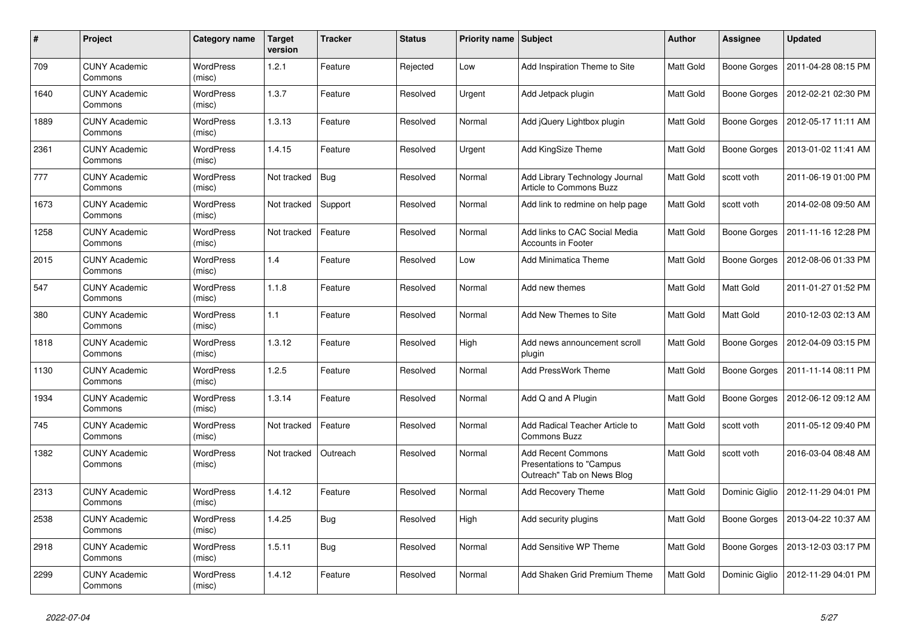| # | Project | Category name | Target version | Tracker | Status | Priority name | Subject | Author | Assignee | Updated |
|---|---|---|---|---|---|---|---|---|---|---|
| 709 | CUNY Academic Commons | WordPress (misc) | 1.2.1 | Feature | Rejected | Low | Add Inspiration Theme to Site | Matt Gold | Boone Gorges | 2011-04-28 08:15 PM |
| 1640 | CUNY Academic Commons | WordPress (misc) | 1.3.7 | Feature | Resolved | Urgent | Add Jetpack plugin | Matt Gold | Boone Gorges | 2012-02-21 02:30 PM |
| 1889 | CUNY Academic Commons | WordPress (misc) | 1.3.13 | Feature | Resolved | Normal | Add jQuery Lightbox plugin | Matt Gold | Boone Gorges | 2012-05-17 11:11 AM |
| 2361 | CUNY Academic Commons | WordPress (misc) | 1.4.15 | Feature | Resolved | Urgent | Add KingSize Theme | Matt Gold | Boone Gorges | 2013-01-02 11:41 AM |
| 777 | CUNY Academic Commons | WordPress (misc) | Not tracked | Bug | Resolved | Normal | Add Library Technology Journal Article to Commons Buzz | Matt Gold | scott voth | 2011-06-19 01:00 PM |
| 1673 | CUNY Academic Commons | WordPress (misc) | Not tracked | Support | Resolved | Normal | Add link to redmine on help page | Matt Gold | scott voth | 2014-02-08 09:50 AM |
| 1258 | CUNY Academic Commons | WordPress (misc) | Not tracked | Feature | Resolved | Normal | Add links to CAC Social Media Accounts in Footer | Matt Gold | Boone Gorges | 2011-11-16 12:28 PM |
| 2015 | CUNY Academic Commons | WordPress (misc) | 1.4 | Feature | Resolved | Low | Add Minimatica Theme | Matt Gold | Boone Gorges | 2012-08-06 01:33 PM |
| 547 | CUNY Academic Commons | WordPress (misc) | 1.1.8 | Feature | Resolved | Normal | Add new themes | Matt Gold | Matt Gold | 2011-01-27 01:52 PM |
| 380 | CUNY Academic Commons | WordPress (misc) | 1.1 | Feature | Resolved | Normal | Add New Themes to Site | Matt Gold | Matt Gold | 2010-12-03 02:13 AM |
| 1818 | CUNY Academic Commons | WordPress (misc) | 1.3.12 | Feature | Resolved | High | Add news announcement scroll plugin | Matt Gold | Boone Gorges | 2012-04-09 03:15 PM |
| 1130 | CUNY Academic Commons | WordPress (misc) | 1.2.5 | Feature | Resolved | Normal | Add PressWork Theme | Matt Gold | Boone Gorges | 2011-11-14 08:11 PM |
| 1934 | CUNY Academic Commons | WordPress (misc) | 1.3.14 | Feature | Resolved | Normal | Add Q and A Plugin | Matt Gold | Boone Gorges | 2012-06-12 09:12 AM |
| 745 | CUNY Academic Commons | WordPress (misc) | Not tracked | Feature | Resolved | Normal | Add Radical Teacher Article to Commons Buzz | Matt Gold | scott voth | 2011-05-12 09:40 PM |
| 1382 | CUNY Academic Commons | WordPress (misc) | Not tracked | Outreach | Resolved | Normal | Add Recent Commons Presentations to "Campus Outreach" Tab on News Blog | Matt Gold | scott voth | 2016-03-04 08:48 AM |
| 2313 | CUNY Academic Commons | WordPress (misc) | 1.4.12 | Feature | Resolved | Normal | Add Recovery Theme | Matt Gold | Dominic Giglio | 2012-11-29 04:01 PM |
| 2538 | CUNY Academic Commons | WordPress (misc) | 1.4.25 | Bug | Resolved | High | Add security plugins | Matt Gold | Boone Gorges | 2013-04-22 10:37 AM |
| 2918 | CUNY Academic Commons | WordPress (misc) | 1.5.11 | Bug | Resolved | Normal | Add Sensitive WP Theme | Matt Gold | Boone Gorges | 2013-12-03 03:17 PM |
| 2299 | CUNY Academic Commons | WordPress (misc) | 1.4.12 | Feature | Resolved | Normal | Add Shaken Grid Premium Theme | Matt Gold | Dominic Giglio | 2012-11-29 04:01 PM |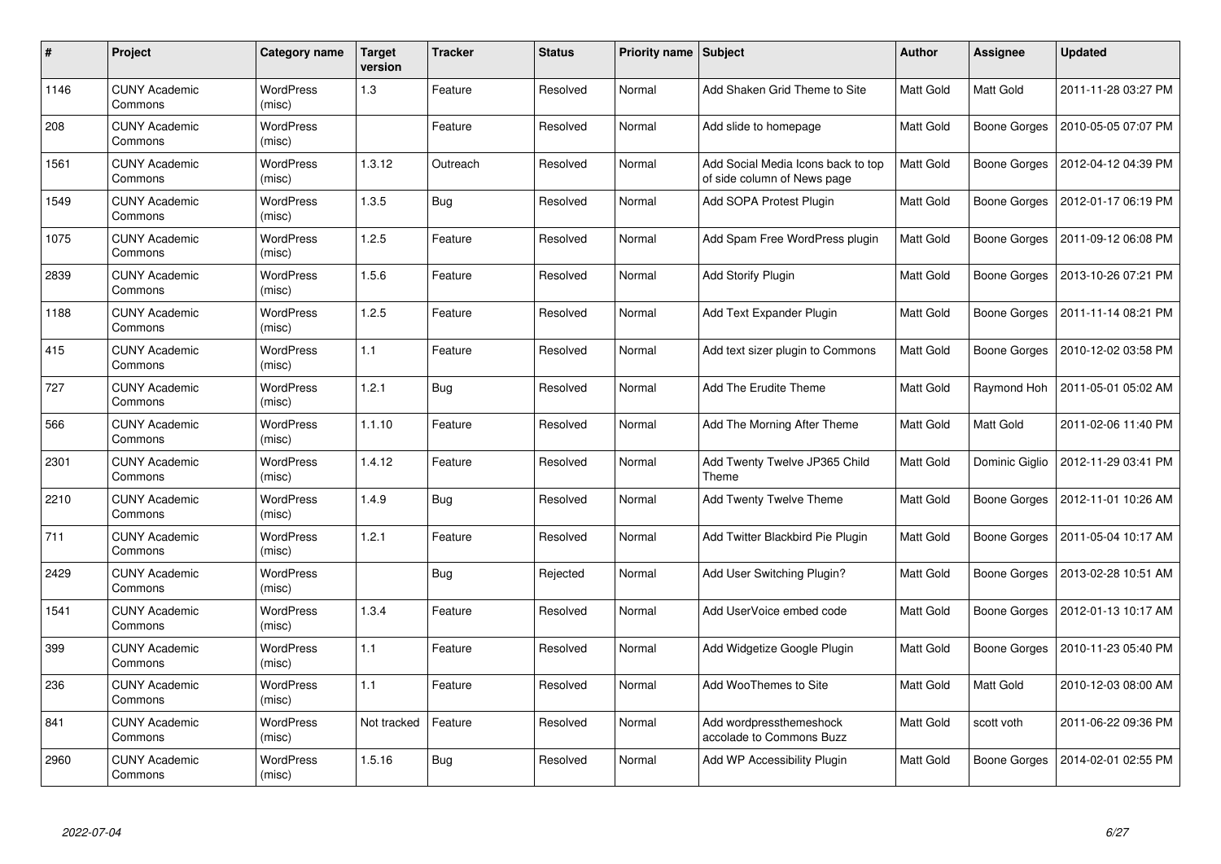| # | Project | Category name | Target version | Tracker | Status | Priority name | Subject | Author | Assignee | Updated |
|---|---|---|---|---|---|---|---|---|---|---|
| 1146 | CUNY Academic Commons | WordPress (misc) | 1.3 | Feature | Resolved | Normal | Add Shaken Grid Theme to Site | Matt Gold | Matt Gold | 2011-11-28 03:27 PM |
| 208 | CUNY Academic Commons | WordPress (misc) | | Feature | Resolved | Normal | Add slide to homepage | Matt Gold | Boone Gorges | 2010-05-05 07:07 PM |
| 1561 | CUNY Academic Commons | WordPress (misc) | 1.3.12 | Outreach | Resolved | Normal | Add Social Media Icons back to top of side column of News page | Matt Gold | Boone Gorges | 2012-04-12 04:39 PM |
| 1549 | CUNY Academic Commons | WordPress (misc) | 1.3.5 | Bug | Resolved | Normal | Add SOPA Protest Plugin | Matt Gold | Boone Gorges | 2012-01-17 06:19 PM |
| 1075 | CUNY Academic Commons | WordPress (misc) | 1.2.5 | Feature | Resolved | Normal | Add Spam Free WordPress plugin | Matt Gold | Boone Gorges | 2011-09-12 06:08 PM |
| 2839 | CUNY Academic Commons | WordPress (misc) | 1.5.6 | Feature | Resolved | Normal | Add Storify Plugin | Matt Gold | Boone Gorges | 2013-10-26 07:21 PM |
| 1188 | CUNY Academic Commons | WordPress (misc) | 1.2.5 | Feature | Resolved | Normal | Add Text Expander Plugin | Matt Gold | Boone Gorges | 2011-11-14 08:21 PM |
| 415 | CUNY Academic Commons | WordPress (misc) | 1.1 | Feature | Resolved | Normal | Add text sizer plugin to Commons | Matt Gold | Boone Gorges | 2010-12-02 03:58 PM |
| 727 | CUNY Academic Commons | WordPress (misc) | 1.2.1 | Bug | Resolved | Normal | Add The Erudite Theme | Matt Gold | Raymond Hoh | 2011-05-01 05:02 AM |
| 566 | CUNY Academic Commons | WordPress (misc) | 1.1.10 | Feature | Resolved | Normal | Add The Morning After Theme | Matt Gold | Matt Gold | 2011-02-06 11:40 PM |
| 2301 | CUNY Academic Commons | WordPress (misc) | 1.4.12 | Feature | Resolved | Normal | Add Twenty Twelve JP365 Child Theme | Matt Gold | Dominic Giglio | 2012-11-29 03:41 PM |
| 2210 | CUNY Academic Commons | WordPress (misc) | 1.4.9 | Bug | Resolved | Normal | Add Twenty Twelve Theme | Matt Gold | Boone Gorges | 2012-11-01 10:26 AM |
| 711 | CUNY Academic Commons | WordPress (misc) | 1.2.1 | Feature | Resolved | Normal | Add Twitter Blackbird Pie Plugin | Matt Gold | Boone Gorges | 2011-05-04 10:17 AM |
| 2429 | CUNY Academic Commons | WordPress (misc) | | Bug | Rejected | Normal | Add User Switching Plugin? | Matt Gold | Boone Gorges | 2013-02-28 10:51 AM |
| 1541 | CUNY Academic Commons | WordPress (misc) | 1.3.4 | Feature | Resolved | Normal | Add UserVoice embed code | Matt Gold | Boone Gorges | 2012-01-13 10:17 AM |
| 399 | CUNY Academic Commons | WordPress (misc) | 1.1 | Feature | Resolved | Normal | Add Widgetize Google Plugin | Matt Gold | Boone Gorges | 2010-11-23 05:40 PM |
| 236 | CUNY Academic Commons | WordPress (misc) | 1.1 | Feature | Resolved | Normal | Add WooThemes to Site | Matt Gold | Matt Gold | 2010-12-03 08:00 AM |
| 841 | CUNY Academic Commons | WordPress (misc) | Not tracked | Feature | Resolved | Normal | Add wordpressthemeshock accolade to Commons Buzz | Matt Gold | scott voth | 2011-06-22 09:36 PM |
| 2960 | CUNY Academic Commons | WordPress (misc) | 1.5.16 | Bug | Resolved | Normal | Add WP Accessibility Plugin | Matt Gold | Boone Gorges | 2014-02-01 02:55 PM |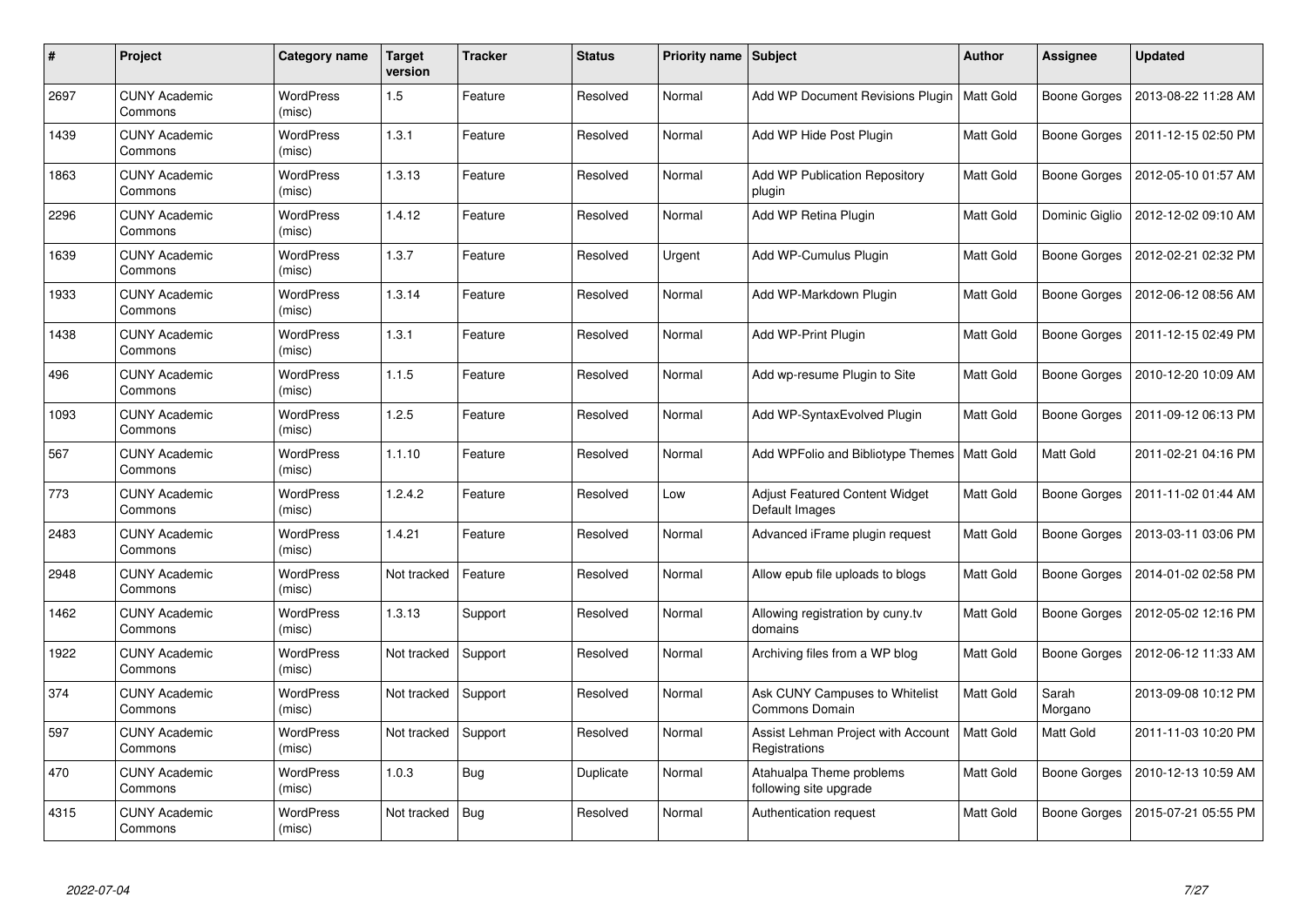| # | Project | Category name | Target version | Tracker | Status | Priority name | Subject | Author | Assignee | Updated |
|---|---|---|---|---|---|---|---|---|---|---|
| 2697 | CUNY Academic Commons | WordPress (misc) | 1.5 | Feature | Resolved | Normal | Add WP Document Revisions Plugin | Matt Gold | Boone Gorges | 2013-08-22 11:28 AM |
| 1439 | CUNY Academic Commons | WordPress (misc) | 1.3.1 | Feature | Resolved | Normal | Add WP Hide Post Plugin | Matt Gold | Boone Gorges | 2011-12-15 02:50 PM |
| 1863 | CUNY Academic Commons | WordPress (misc) | 1.3.13 | Feature | Resolved | Normal | Add WP Publication Repository plugin | Matt Gold | Boone Gorges | 2012-05-10 01:57 AM |
| 2296 | CUNY Academic Commons | WordPress (misc) | 1.4.12 | Feature | Resolved | Normal | Add WP Retina Plugin | Matt Gold | Dominic Giglio | 2012-12-02 09:10 AM |
| 1639 | CUNY Academic Commons | WordPress (misc) | 1.3.7 | Feature | Resolved | Urgent | Add WP-Cumulus Plugin | Matt Gold | Boone Gorges | 2012-02-21 02:32 PM |
| 1933 | CUNY Academic Commons | WordPress (misc) | 1.3.14 | Feature | Resolved | Normal | Add WP-Markdown Plugin | Matt Gold | Boone Gorges | 2012-06-12 08:56 AM |
| 1438 | CUNY Academic Commons | WordPress (misc) | 1.3.1 | Feature | Resolved | Normal | Add WP-Print Plugin | Matt Gold | Boone Gorges | 2011-12-15 02:49 PM |
| 496 | CUNY Academic Commons | WordPress (misc) | 1.1.5 | Feature | Resolved | Normal | Add wp-resume Plugin to Site | Matt Gold | Boone Gorges | 2010-12-20 10:09 AM |
| 1093 | CUNY Academic Commons | WordPress (misc) | 1.2.5 | Feature | Resolved | Normal | Add WP-SyntaxEvolved Plugin | Matt Gold | Boone Gorges | 2011-09-12 06:13 PM |
| 567 | CUNY Academic Commons | WordPress (misc) | 1.1.10 | Feature | Resolved | Normal | Add WPFolio and Bibliotype Themes | Matt Gold | Matt Gold | 2011-02-21 04:16 PM |
| 773 | CUNY Academic Commons | WordPress (misc) | 1.2.4.2 | Feature | Resolved | Low | Adjust Featured Content Widget Default Images | Matt Gold | Boone Gorges | 2011-11-02 01:44 AM |
| 2483 | CUNY Academic Commons | WordPress (misc) | 1.4.21 | Feature | Resolved | Normal | Advanced iFrame plugin request | Matt Gold | Boone Gorges | 2013-03-11 03:06 PM |
| 2948 | CUNY Academic Commons | WordPress (misc) | Not tracked | Feature | Resolved | Normal | Allow epub file uploads to blogs | Matt Gold | Boone Gorges | 2014-01-02 02:58 PM |
| 1462 | CUNY Academic Commons | WordPress (misc) | 1.3.13 | Support | Resolved | Normal | Allowing registration by cuny.tv domains | Matt Gold | Boone Gorges | 2012-05-02 12:16 PM |
| 1922 | CUNY Academic Commons | WordPress (misc) | Not tracked | Support | Resolved | Normal | Archiving files from a WP blog | Matt Gold | Boone Gorges | 2012-06-12 11:33 AM |
| 374 | CUNY Academic Commons | WordPress (misc) | Not tracked | Support | Resolved | Normal | Ask CUNY Campuses to Whitelist Commons Domain | Matt Gold | Sarah Morgano | 2013-09-08 10:12 PM |
| 597 | CUNY Academic Commons | WordPress (misc) | Not tracked | Support | Resolved | Normal | Assist Lehman Project with Account Registrations | Matt Gold | Matt Gold | 2011-11-03 10:20 PM |
| 470 | CUNY Academic Commons | WordPress (misc) | 1.0.3 | Bug | Duplicate | Normal | Atahualpa Theme problems following site upgrade | Matt Gold | Boone Gorges | 2010-12-13 10:59 AM |
| 4315 | CUNY Academic Commons | WordPress (misc) | Not tracked | Bug | Resolved | Normal | Authentication request | Matt Gold | Boone Gorges | 2015-07-21 05:55 PM |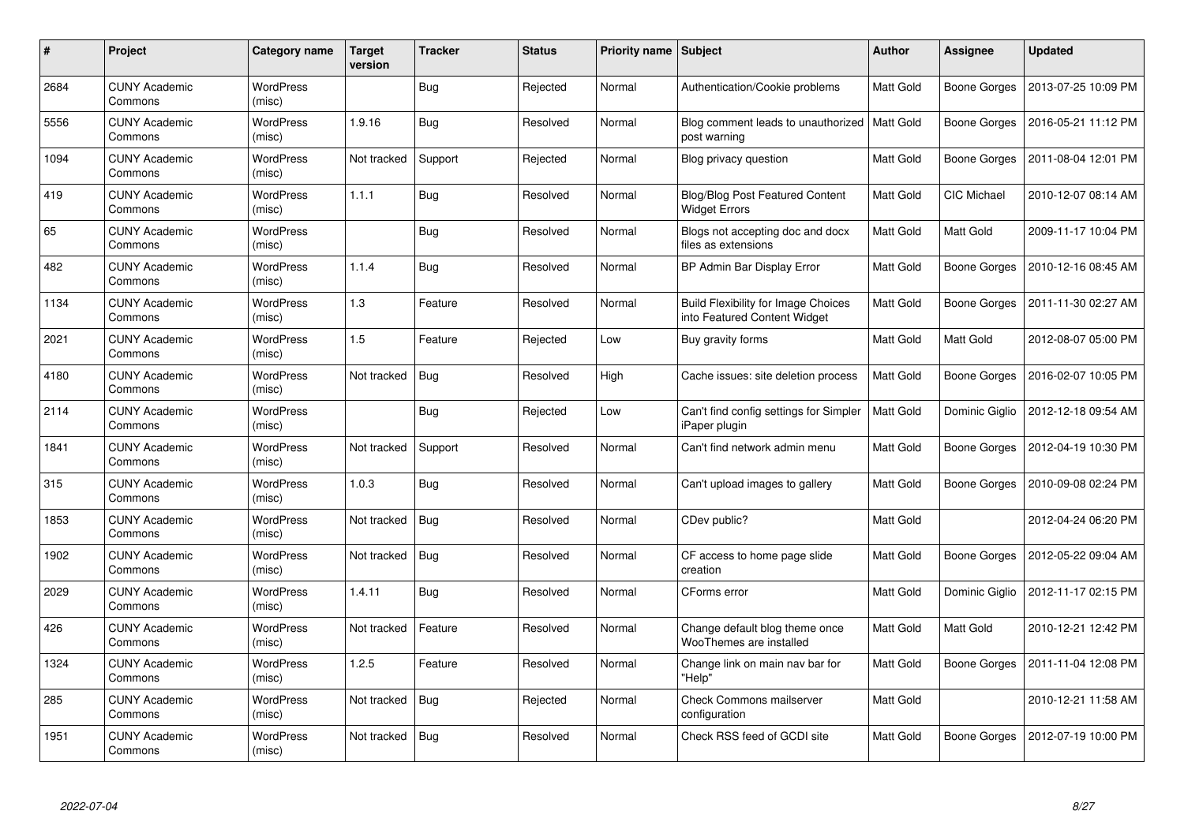| # | Project | Category name | Target version | Tracker | Status | Priority name | Subject | Author | Assignee | Updated |
|---|---|---|---|---|---|---|---|---|---|---|
| 2684 | CUNY Academic Commons | WordPress (misc) | | Bug | Rejected | Normal | Authentication/Cookie problems | Matt Gold | Boone Gorges | 2013-07-25 10:09 PM |
| 5556 | CUNY Academic Commons | WordPress (misc) | 1.9.16 | Bug | Resolved | Normal | Blog comment leads to unauthorized post warning | Matt Gold | Boone Gorges | 2016-05-21 11:12 PM |
| 1094 | CUNY Academic Commons | WordPress (misc) | Not tracked | Support | Rejected | Normal | Blog privacy question | Matt Gold | Boone Gorges | 2011-08-04 12:01 PM |
| 419 | CUNY Academic Commons | WordPress (misc) | 1.1.1 | Bug | Resolved | Normal | Blog/Blog Post Featured Content Widget Errors | Matt Gold | CIC Michael | 2010-12-07 08:14 AM |
| 65 | CUNY Academic Commons | WordPress (misc) | | Bug | Resolved | Normal | Blogs not accepting doc and docx files as extensions | Matt Gold | Matt Gold | 2009-11-17 10:04 PM |
| 482 | CUNY Academic Commons | WordPress (misc) | 1.1.4 | Bug | Resolved | Normal | BP Admin Bar Display Error | Matt Gold | Boone Gorges | 2010-12-16 08:45 AM |
| 1134 | CUNY Academic Commons | WordPress (misc) | 1.3 | Feature | Resolved | Normal | Build Flexibility for Image Choices into Featured Content Widget | Matt Gold | Boone Gorges | 2011-11-30 02:27 AM |
| 2021 | CUNY Academic Commons | WordPress (misc) | 1.5 | Feature | Rejected | Low | Buy gravity forms | Matt Gold | Matt Gold | 2012-08-07 05:00 PM |
| 4180 | CUNY Academic Commons | WordPress (misc) | Not tracked | Bug | Resolved | High | Cache issues: site deletion process | Matt Gold | Boone Gorges | 2016-02-07 10:05 PM |
| 2114 | CUNY Academic Commons | WordPress (misc) | | Bug | Rejected | Low | Can't find config settings for Simpler iPaper plugin | Matt Gold | Dominic Giglio | 2012-12-18 09:54 AM |
| 1841 | CUNY Academic Commons | WordPress (misc) | Not tracked | Support | Resolved | Normal | Can't find network admin menu | Matt Gold | Boone Gorges | 2012-04-19 10:30 PM |
| 315 | CUNY Academic Commons | WordPress (misc) | 1.0.3 | Bug | Resolved | Normal | Can't upload images to gallery | Matt Gold | Boone Gorges | 2010-09-08 02:24 PM |
| 1853 | CUNY Academic Commons | WordPress (misc) | Not tracked | Bug | Resolved | Normal | CDev public? | Matt Gold | | 2012-04-24 06:20 PM |
| 1902 | CUNY Academic Commons | WordPress (misc) | Not tracked | Bug | Resolved | Normal | CF access to home page slide creation | Matt Gold | Boone Gorges | 2012-05-22 09:04 AM |
| 2029 | CUNY Academic Commons | WordPress (misc) | 1.4.11 | Bug | Resolved | Normal | CForms error | Matt Gold | Dominic Giglio | 2012-11-17 02:15 PM |
| 426 | CUNY Academic Commons | WordPress (misc) | Not tracked | Feature | Resolved | Normal | Change default blog theme once WooThemes are installed | Matt Gold | Matt Gold | 2010-12-21 12:42 PM |
| 1324 | CUNY Academic Commons | WordPress (misc) | 1.2.5 | Feature | Resolved | Normal | Change link on main nav bar for "Help" | Matt Gold | Boone Gorges | 2011-11-04 12:08 PM |
| 285 | CUNY Academic Commons | WordPress (misc) | Not tracked | Bug | Rejected | Normal | Check Commons mailserver configuration | Matt Gold | | 2010-12-21 11:58 AM |
| 1951 | CUNY Academic Commons | WordPress (misc) | Not tracked | Bug | Resolved | Normal | Check RSS feed of GCDI site | Matt Gold | Boone Gorges | 2012-07-19 10:00 PM |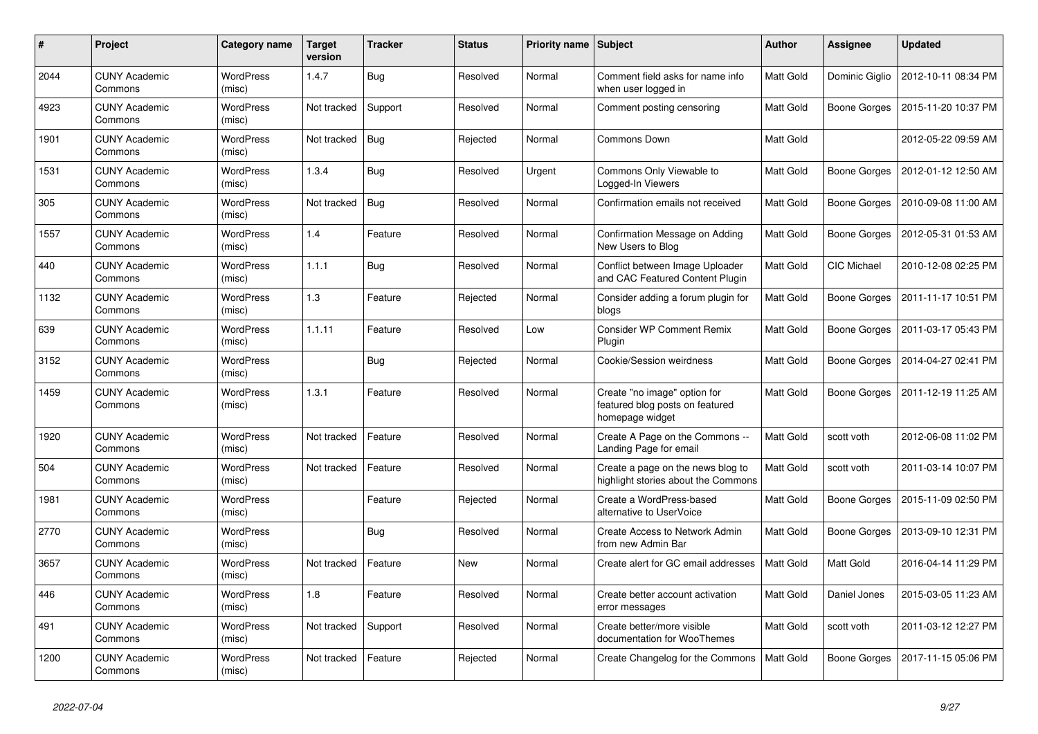| # | Project | Category name | Target version | Tracker | Status | Priority name | Subject | Author | Assignee | Updated |
|---|---|---|---|---|---|---|---|---|---|---|
| 2044 | CUNY Academic Commons | WordPress (misc) | 1.4.7 | Bug | Resolved | Normal | Comment field asks for name info when user logged in | Matt Gold | Dominic Giglio | 2012-10-11 08:34 PM |
| 4923 | CUNY Academic Commons | WordPress (misc) | Not tracked | Support | Resolved | Normal | Comment posting censoring | Matt Gold | Boone Gorges | 2015-11-20 10:37 PM |
| 1901 | CUNY Academic Commons | WordPress (misc) | Not tracked | Bug | Rejected | Normal | Commons Down | Matt Gold | | 2012-05-22 09:59 AM |
| 1531 | CUNY Academic Commons | WordPress (misc) | 1.3.4 | Bug | Resolved | Urgent | Commons Only Viewable to Logged-In Viewers | Matt Gold | Boone Gorges | 2012-01-12 12:50 AM |
| 305 | CUNY Academic Commons | WordPress (misc) | Not tracked | Bug | Resolved | Normal | Confirmation emails not received | Matt Gold | Boone Gorges | 2010-09-08 11:00 AM |
| 1557 | CUNY Academic Commons | WordPress (misc) | 1.4 | Feature | Resolved | Normal | Confirmation Message on Adding New Users to Blog | Matt Gold | Boone Gorges | 2012-05-31 01:53 AM |
| 440 | CUNY Academic Commons | WordPress (misc) | 1.1.1 | Bug | Resolved | Normal | Conflict between Image Uploader and CAC Featured Content Plugin | Matt Gold | CIC Michael | 2010-12-08 02:25 PM |
| 1132 | CUNY Academic Commons | WordPress (misc) | 1.3 | Feature | Rejected | Normal | Consider adding a forum plugin for blogs | Matt Gold | Boone Gorges | 2011-11-17 10:51 PM |
| 639 | CUNY Academic Commons | WordPress (misc) | 1.1.11 | Feature | Resolved | Low | Consider WP Comment Remix Plugin | Matt Gold | Boone Gorges | 2011-03-17 05:43 PM |
| 3152 | CUNY Academic Commons | WordPress (misc) | | Bug | Rejected | Normal | Cookie/Session weirdness | Matt Gold | Boone Gorges | 2014-04-27 02:41 PM |
| 1459 | CUNY Academic Commons | WordPress (misc) | 1.3.1 | Feature | Resolved | Normal | Create "no image" option for featured blog posts on featured homepage widget | Matt Gold | Boone Gorges | 2011-12-19 11:25 AM |
| 1920 | CUNY Academic Commons | WordPress (misc) | Not tracked | Feature | Resolved | Normal | Create A Page on the Commons -- Landing Page for email | Matt Gold | scott voth | 2012-06-08 11:02 PM |
| 504 | CUNY Academic Commons | WordPress (misc) | Not tracked | Feature | Resolved | Normal | Create a page on the news blog to highlight stories about the Commons | Matt Gold | scott voth | 2011-03-14 10:07 PM |
| 1981 | CUNY Academic Commons | WordPress (misc) | | Feature | Rejected | Normal | Create a WordPress-based alternative to UserVoice | Matt Gold | Boone Gorges | 2015-11-09 02:50 PM |
| 2770 | CUNY Academic Commons | WordPress (misc) | | Bug | Resolved | Normal | Create Access to Network Admin from new Admin Bar | Matt Gold | Boone Gorges | 2013-09-10 12:31 PM |
| 3657 | CUNY Academic Commons | WordPress (misc) | Not tracked | Feature | New | Normal | Create alert for GC email addresses | Matt Gold | Matt Gold | 2016-04-14 11:29 PM |
| 446 | CUNY Academic Commons | WordPress (misc) | 1.8 | Feature | Resolved | Normal | Create better account activation error messages | Matt Gold | Daniel Jones | 2015-03-05 11:23 AM |
| 491 | CUNY Academic Commons | WordPress (misc) | Not tracked | Support | Resolved | Normal | Create better/more visible documentation for WooThemes | Matt Gold | scott voth | 2011-03-12 12:27 PM |
| 1200 | CUNY Academic Commons | WordPress (misc) | Not tracked | Feature | Rejected | Normal | Create Changelog for the Commons | Matt Gold | Boone Gorges | 2017-11-15 05:06 PM |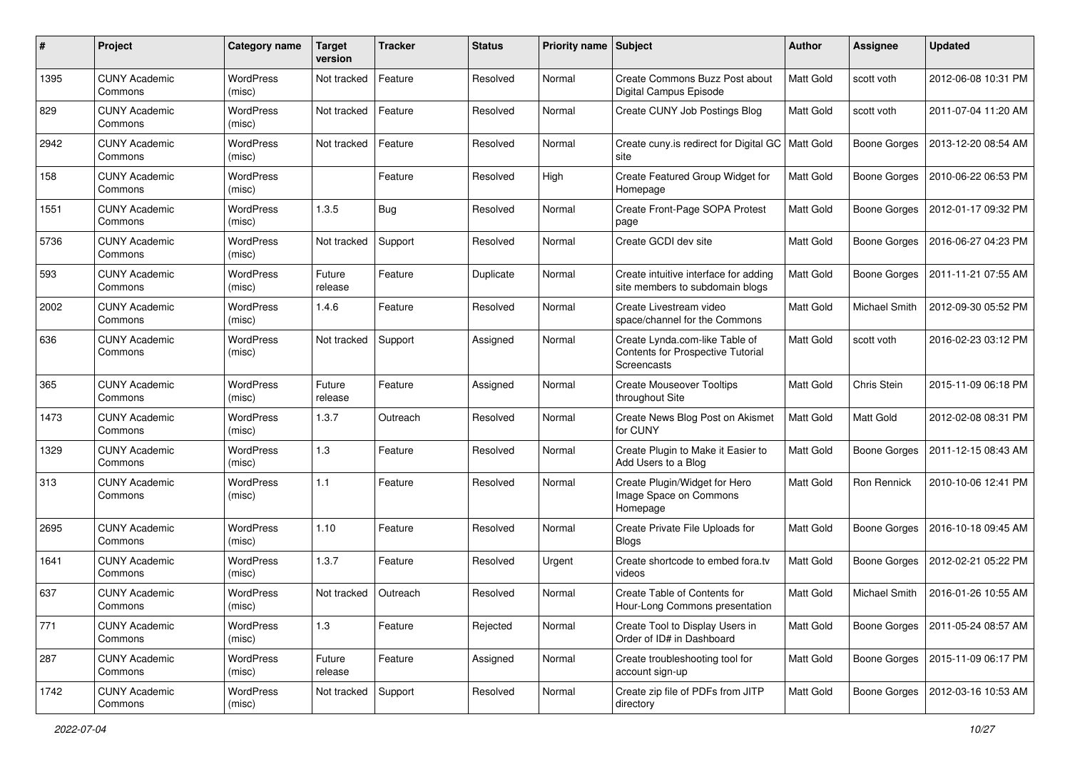| # | Project | Category name | Target version | Tracker | Status | Priority name | Subject | Author | Assignee | Updated |
|---|---|---|---|---|---|---|---|---|---|---|
| 1395 | CUNY Academic Commons | WordPress (misc) | Not tracked | Feature | Resolved | Normal | Create Commons Buzz Post about Digital Campus Episode | Matt Gold | scott voth | 2012-06-08 10:31 PM |
| 829 | CUNY Academic Commons | WordPress (misc) | Not tracked | Feature | Resolved | Normal | Create CUNY Job Postings Blog | Matt Gold | scott voth | 2011-07-04 11:20 AM |
| 2942 | CUNY Academic Commons | WordPress (misc) | Not tracked | Feature | Resolved | Normal | Create cuny.is redirect for Digital GC site | Matt Gold | Boone Gorges | 2013-12-20 08:54 AM |
| 158 | CUNY Academic Commons | WordPress (misc) | | Feature | Resolved | High | Create Featured Group Widget for Homepage | Matt Gold | Boone Gorges | 2010-06-22 06:53 PM |
| 1551 | CUNY Academic Commons | WordPress (misc) | 1.3.5 | Bug | Resolved | Normal | Create Front-Page SOPA Protest page | Matt Gold | Boone Gorges | 2012-01-17 09:32 PM |
| 5736 | CUNY Academic Commons | WordPress (misc) | Not tracked | Support | Resolved | Normal | Create GCDI dev site | Matt Gold | Boone Gorges | 2016-06-27 04:23 PM |
| 593 | CUNY Academic Commons | WordPress (misc) | Future release | Feature | Duplicate | Normal | Create intuitive interface for adding site members to subdomain blogs | Matt Gold | Boone Gorges | 2011-11-21 07:55 AM |
| 2002 | CUNY Academic Commons | WordPress (misc) | 1.4.6 | Feature | Resolved | Normal | Create Livestream video space/channel for the Commons | Matt Gold | Michael Smith | 2012-09-30 05:52 PM |
| 636 | CUNY Academic Commons | WordPress (misc) | Not tracked | Support | Assigned | Normal | Create Lynda.com-like Table of Contents for Prospective Tutorial Screencasts | Matt Gold | scott voth | 2016-02-23 03:12 PM |
| 365 | CUNY Academic Commons | WordPress (misc) | Future release | Feature | Assigned | Normal | Create Mouseover Tooltips throughout Site | Matt Gold | Chris Stein | 2015-11-09 06:18 PM |
| 1473 | CUNY Academic Commons | WordPress (misc) | 1.3.7 | Outreach | Resolved | Normal | Create News Blog Post on Akismet for CUNY | Matt Gold | Matt Gold | 2012-02-08 08:31 PM |
| 1329 | CUNY Academic Commons | WordPress (misc) | 1.3 | Feature | Resolved | Normal | Create Plugin to Make it Easier to Add Users to a Blog | Matt Gold | Boone Gorges | 2011-12-15 08:43 AM |
| 313 | CUNY Academic Commons | WordPress (misc) | 1.1 | Feature | Resolved | Normal | Create Plugin/Widget for Hero Image Space on Commons Homepage | Matt Gold | Ron Rennick | 2010-10-06 12:41 PM |
| 2695 | CUNY Academic Commons | WordPress (misc) | 1.10 | Feature | Resolved | Normal | Create Private File Uploads for Blogs | Matt Gold | Boone Gorges | 2016-10-18 09:45 AM |
| 1641 | CUNY Academic Commons | WordPress (misc) | 1.3.7 | Feature | Resolved | Urgent | Create shortcode to embed fora.tv videos | Matt Gold | Boone Gorges | 2012-02-21 05:22 PM |
| 637 | CUNY Academic Commons | WordPress (misc) | Not tracked | Outreach | Resolved | Normal | Create Table of Contents for Hour-Long Commons presentation | Matt Gold | Michael Smith | 2016-01-26 10:55 AM |
| 771 | CUNY Academic Commons | WordPress (misc) | 1.3 | Feature | Rejected | Normal | Create Tool to Display Users in Order of ID# in Dashboard | Matt Gold | Boone Gorges | 2011-05-24 08:57 AM |
| 287 | CUNY Academic Commons | WordPress (misc) | Future release | Feature | Assigned | Normal | Create troubleshooting tool for account sign-up | Matt Gold | Boone Gorges | 2015-11-09 06:17 PM |
| 1742 | CUNY Academic Commons | WordPress (misc) | Not tracked | Support | Resolved | Normal | Create zip file of PDFs from JITP directory | Matt Gold | Boone Gorges | 2012-03-16 10:53 AM |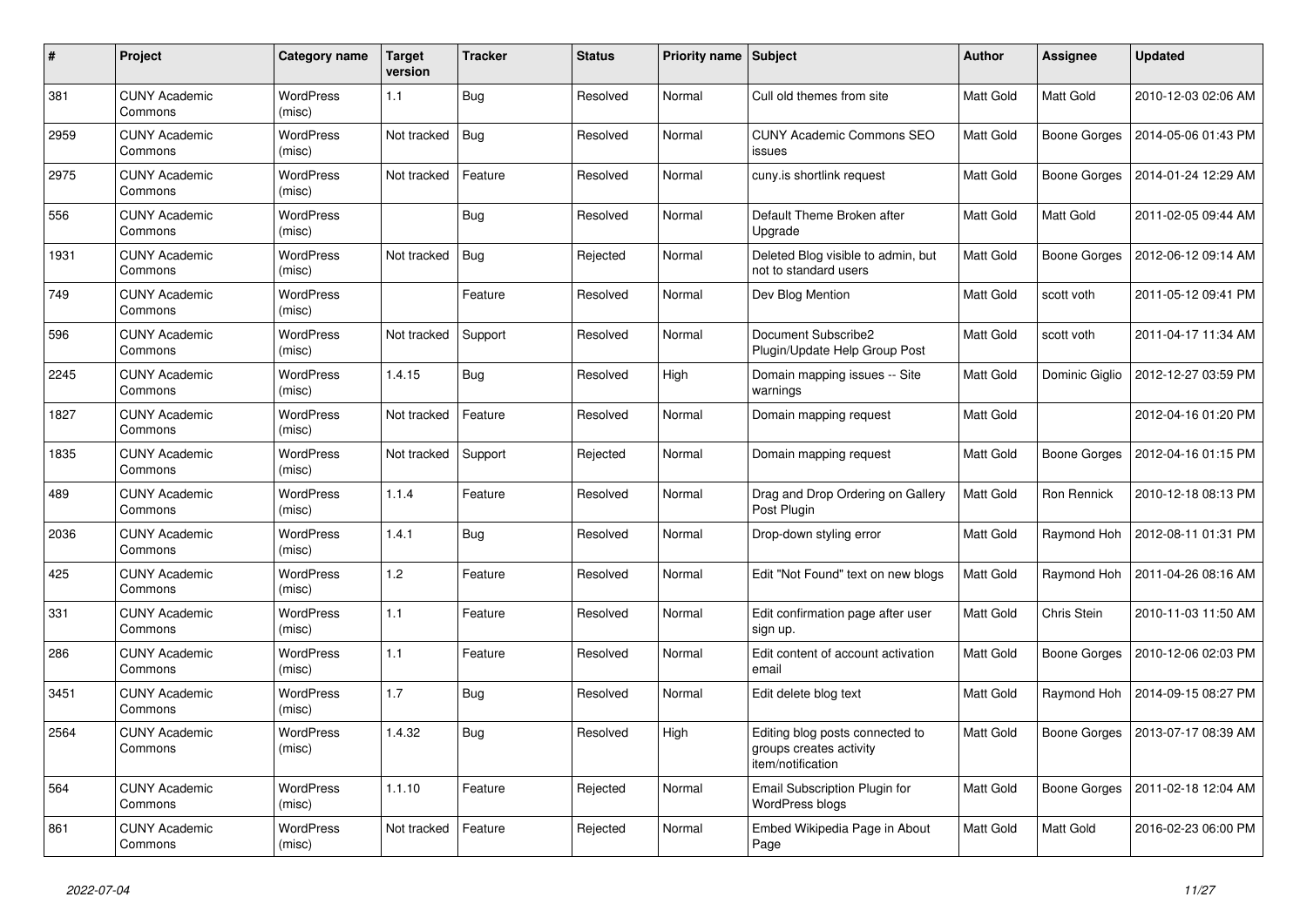| # | Project | Category name | Target version | Tracker | Status | Priority name | Subject | Author | Assignee | Updated |
|---|---|---|---|---|---|---|---|---|---|---|
| 381 | CUNY Academic Commons | WordPress (misc) | 1.1 | Bug | Resolved | Normal | Cull old themes from site | Matt Gold | Matt Gold | 2010-12-03 02:06 AM |
| 2959 | CUNY Academic Commons | WordPress (misc) | Not tracked | Bug | Resolved | Normal | CUNY Academic Commons SEO issues | Matt Gold | Boone Gorges | 2014-05-06 01:43 PM |
| 2975 | CUNY Academic Commons | WordPress (misc) | Not tracked | Feature | Resolved | Normal | cuny.is shortlink request | Matt Gold | Boone Gorges | 2014-01-24 12:29 AM |
| 556 | CUNY Academic Commons | WordPress (misc) | | Bug | Resolved | Normal | Default Theme Broken after Upgrade | Matt Gold | Matt Gold | 2011-02-05 09:44 AM |
| 1931 | CUNY Academic Commons | WordPress (misc) | Not tracked | Bug | Rejected | Normal | Deleted Blog visible to admin, but not to standard users | Matt Gold | Boone Gorges | 2012-06-12 09:14 AM |
| 749 | CUNY Academic Commons | WordPress (misc) | | Feature | Resolved | Normal | Dev Blog Mention | Matt Gold | scott voth | 2011-05-12 09:41 PM |
| 596 | CUNY Academic Commons | WordPress (misc) | Not tracked | Support | Resolved | Normal | Document Subscribe2 Plugin/Update Help Group Post | Matt Gold | scott voth | 2011-04-17 11:34 AM |
| 2245 | CUNY Academic Commons | WordPress (misc) | 1.4.15 | Bug | Resolved | High | Domain mapping issues -- Site warnings | Matt Gold | Dominic Giglio | 2012-12-27 03:59 PM |
| 1827 | CUNY Academic Commons | WordPress (misc) | Not tracked | Feature | Resolved | Normal | Domain mapping request | Matt Gold | | 2012-04-16 01:20 PM |
| 1835 | CUNY Academic Commons | WordPress (misc) | Not tracked | Support | Rejected | Normal | Domain mapping request | Matt Gold | Boone Gorges | 2012-04-16 01:15 PM |
| 489 | CUNY Academic Commons | WordPress (misc) | 1.1.4 | Feature | Resolved | Normal | Drag and Drop Ordering on Gallery Post Plugin | Matt Gold | Ron Rennick | 2010-12-18 08:13 PM |
| 2036 | CUNY Academic Commons | WordPress (misc) | 1.4.1 | Bug | Resolved | Normal | Drop-down styling error | Matt Gold | Raymond Hoh | 2012-08-11 01:31 PM |
| 425 | CUNY Academic Commons | WordPress (misc) | 1.2 | Feature | Resolved | Normal | Edit "Not Found" text on new blogs | Matt Gold | Raymond Hoh | 2011-04-26 08:16 AM |
| 331 | CUNY Academic Commons | WordPress (misc) | 1.1 | Feature | Resolved | Normal | Edit confirmation page after user sign up. | Matt Gold | Chris Stein | 2010-11-03 11:50 AM |
| 286 | CUNY Academic Commons | WordPress (misc) | 1.1 | Feature | Resolved | Normal | Edit content of account activation email | Matt Gold | Boone Gorges | 2010-12-06 02:03 PM |
| 3451 | CUNY Academic Commons | WordPress (misc) | 1.7 | Bug | Resolved | Normal | Edit delete blog text | Matt Gold | Raymond Hoh | 2014-09-15 08:27 PM |
| 2564 | CUNY Academic Commons | WordPress (misc) | 1.4.32 | Bug | Resolved | High | Editing blog posts connected to groups creates activity item/notification | Matt Gold | Boone Gorges | 2013-07-17 08:39 AM |
| 564 | CUNY Academic Commons | WordPress (misc) | 1.1.10 | Feature | Rejected | Normal | Email Subscription Plugin for WordPress blogs | Matt Gold | Boone Gorges | 2011-02-18 12:04 AM |
| 861 | CUNY Academic Commons | WordPress (misc) | Not tracked | Feature | Rejected | Normal | Embed Wikipedia Page in About Page | Matt Gold | Matt Gold | 2016-02-23 06:00 PM |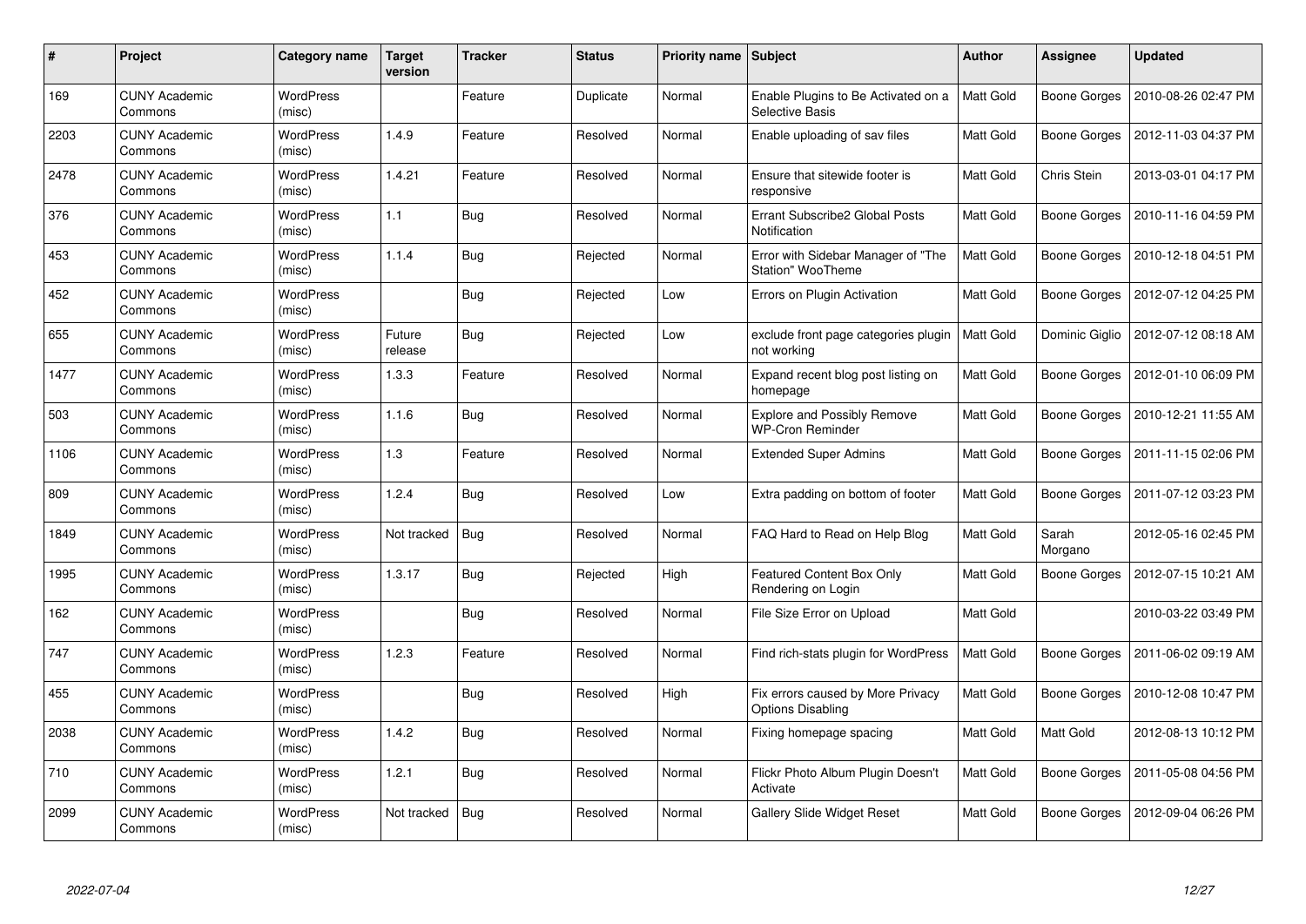| # | Project | Category name | Target version | Tracker | Status | Priority name | Subject | Author | Assignee | Updated |
|---|---|---|---|---|---|---|---|---|---|---|
| 169 | CUNY Academic Commons | WordPress (misc) | | Feature | Duplicate | Normal | Enable Plugins to Be Activated on a Selective Basis | Matt Gold | Boone Gorges | 2010-08-26 02:47 PM |
| 2203 | CUNY Academic Commons | WordPress (misc) | 1.4.9 | Feature | Resolved | Normal | Enable uploading of sav files | Matt Gold | Boone Gorges | 2012-11-03 04:37 PM |
| 2478 | CUNY Academic Commons | WordPress (misc) | 1.4.21 | Feature | Resolved | Normal | Ensure that sitewide footer is responsive | Matt Gold | Chris Stein | 2013-03-01 04:17 PM |
| 376 | CUNY Academic Commons | WordPress (misc) | 1.1 | Bug | Resolved | Normal | Errant Subscribe2 Global Posts Notification | Matt Gold | Boone Gorges | 2010-11-16 04:59 PM |
| 453 | CUNY Academic Commons | WordPress (misc) | 1.1.4 | Bug | Rejected | Normal | Error with Sidebar Manager of "The Station" WooTheme | Matt Gold | Boone Gorges | 2010-12-18 04:51 PM |
| 452 | CUNY Academic Commons | WordPress (misc) | | Bug | Rejected | Low | Errors on Plugin Activation | Matt Gold | Boone Gorges | 2012-07-12 04:25 PM |
| 655 | CUNY Academic Commons | WordPress (misc) | Future release | Bug | Rejected | Low | exclude front page categories plugin not working | Matt Gold | Dominic Giglio | 2012-07-12 08:18 AM |
| 1477 | CUNY Academic Commons | WordPress (misc) | 1.3.3 | Feature | Resolved | Normal | Expand recent blog post listing on homepage | Matt Gold | Boone Gorges | 2012-01-10 06:09 PM |
| 503 | CUNY Academic Commons | WordPress (misc) | 1.1.6 | Bug | Resolved | Normal | Explore and Possibly Remove WP-Cron Reminder | Matt Gold | Boone Gorges | 2010-12-21 11:55 AM |
| 1106 | CUNY Academic Commons | WordPress (misc) | 1.3 | Feature | Resolved | Normal | Extended Super Admins | Matt Gold | Boone Gorges | 2011-11-15 02:06 PM |
| 809 | CUNY Academic Commons | WordPress (misc) | 1.2.4 | Bug | Resolved | Low | Extra padding on bottom of footer | Matt Gold | Boone Gorges | 2011-07-12 03:23 PM |
| 1849 | CUNY Academic Commons | WordPress (misc) | Not tracked | Bug | Resolved | Normal | FAQ Hard to Read on Help Blog | Matt Gold | Sarah Morgano | 2012-05-16 02:45 PM |
| 1995 | CUNY Academic Commons | WordPress (misc) | 1.3.17 | Bug | Rejected | High | Featured Content Box Only Rendering on Login | Matt Gold | Boone Gorges | 2012-07-15 10:21 AM |
| 162 | CUNY Academic Commons | WordPress (misc) | | Bug | Resolved | Normal | File Size Error on Upload | Matt Gold | | 2010-03-22 03:49 PM |
| 747 | CUNY Academic Commons | WordPress (misc) | 1.2.3 | Feature | Resolved | Normal | Find rich-stats plugin for WordPress | Matt Gold | Boone Gorges | 2011-06-02 09:19 AM |
| 455 | CUNY Academic Commons | WordPress (misc) | | Bug | Resolved | High | Fix errors caused by More Privacy Options Disabling | Matt Gold | Boone Gorges | 2010-12-08 10:47 PM |
| 2038 | CUNY Academic Commons | WordPress (misc) | 1.4.2 | Bug | Resolved | Normal | Fixing homepage spacing | Matt Gold | Matt Gold | 2012-08-13 10:12 PM |
| 710 | CUNY Academic Commons | WordPress (misc) | 1.2.1 | Bug | Resolved | Normal | Flickr Photo Album Plugin Doesn't Activate | Matt Gold | Boone Gorges | 2011-05-08 04:56 PM |
| 2099 | CUNY Academic Commons | WordPress (misc) | Not tracked | Bug | Resolved | Normal | Gallery Slide Widget Reset | Matt Gold | Boone Gorges | 2012-09-04 06:26 PM |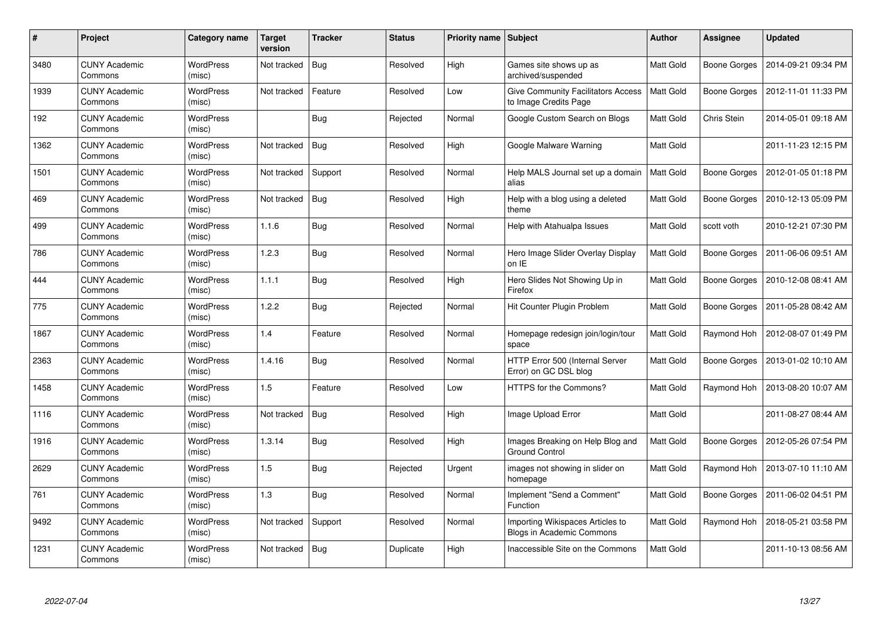| # | Project | Category name | Target version | Tracker | Status | Priority name | Subject | Author | Assignee | Updated |
|---|---|---|---|---|---|---|---|---|---|---|
| 3480 | CUNY Academic Commons | WordPress (misc) | Not tracked | Bug | Resolved | High | Games site shows up as archived/suspended | Matt Gold | Boone Gorges | 2014-09-21 09:34 PM |
| 1939 | CUNY Academic Commons | WordPress (misc) | Not tracked | Feature | Resolved | Low | Give Community Facilitators Access to Image Credits Page | Matt Gold | Boone Gorges | 2012-11-01 11:33 PM |
| 192 | CUNY Academic Commons | WordPress (misc) | | Bug | Rejected | Normal | Google Custom Search on Blogs | Matt Gold | Chris Stein | 2014-05-01 09:18 AM |
| 1362 | CUNY Academic Commons | WordPress (misc) | Not tracked | Bug | Resolved | High | Google Malware Warning | Matt Gold | | 2011-11-23 12:15 PM |
| 1501 | CUNY Academic Commons | WordPress (misc) | Not tracked | Support | Resolved | Normal | Help MALS Journal set up a domain alias | Matt Gold | Boone Gorges | 2012-01-05 01:18 PM |
| 469 | CUNY Academic Commons | WordPress (misc) | Not tracked | Bug | Resolved | High | Help with a blog using a deleted theme | Matt Gold | Boone Gorges | 2010-12-13 05:09 PM |
| 499 | CUNY Academic Commons | WordPress (misc) | 1.1.6 | Bug | Resolved | Normal | Help with Atahualpa Issues | Matt Gold | scott voth | 2010-12-21 07:30 PM |
| 786 | CUNY Academic Commons | WordPress (misc) | 1.2.3 | Bug | Resolved | Normal | Hero Image Slider Overlay Display on IE | Matt Gold | Boone Gorges | 2011-06-06 09:51 AM |
| 444 | CUNY Academic Commons | WordPress (misc) | 1.1.1 | Bug | Resolved | High | Hero Slides Not Showing Up in Firefox | Matt Gold | Boone Gorges | 2010-12-08 08:41 AM |
| 775 | CUNY Academic Commons | WordPress (misc) | 1.2.2 | Bug | Rejected | Normal | Hit Counter Plugin Problem | Matt Gold | Boone Gorges | 2011-05-28 08:42 AM |
| 1867 | CUNY Academic Commons | WordPress (misc) | 1.4 | Feature | Resolved | Normal | Homepage redesign join/login/tour space | Matt Gold | Raymond Hoh | 2012-08-07 01:49 PM |
| 2363 | CUNY Academic Commons | WordPress (misc) | 1.4.16 | Bug | Resolved | Normal | HTTP Error 500 (Internal Server Error) on GC DSL blog | Matt Gold | Boone Gorges | 2013-01-02 10:10 AM |
| 1458 | CUNY Academic Commons | WordPress (misc) | 1.5 | Feature | Resolved | Low | HTTPS for the Commons? | Matt Gold | Raymond Hoh | 2013-08-20 10:07 AM |
| 1116 | CUNY Academic Commons | WordPress (misc) | Not tracked | Bug | Resolved | High | Image Upload Error | Matt Gold | | 2011-08-27 08:44 AM |
| 1916 | CUNY Academic Commons | WordPress (misc) | 1.3.14 | Bug | Resolved | High | Images Breaking on Help Blog and Ground Control | Matt Gold | Boone Gorges | 2012-05-26 07:54 PM |
| 2629 | CUNY Academic Commons | WordPress (misc) | 1.5 | Bug | Rejected | Urgent | images not showing in slider on homepage | Matt Gold | Raymond Hoh | 2013-07-10 11:10 AM |
| 761 | CUNY Academic Commons | WordPress (misc) | 1.3 | Bug | Resolved | Normal | Implement "Send a Comment" Function | Matt Gold | Boone Gorges | 2011-06-02 04:51 PM |
| 9492 | CUNY Academic Commons | WordPress (misc) | Not tracked | Support | Resolved | Normal | Importing Wikispaces Articles to Blogs in Academic Commons | Matt Gold | Raymond Hoh | 2018-05-21 03:58 PM |
| 1231 | CUNY Academic Commons | WordPress (misc) | Not tracked | Bug | Duplicate | High | Inaccessible Site on the Commons | Matt Gold | | 2011-10-13 08:56 AM |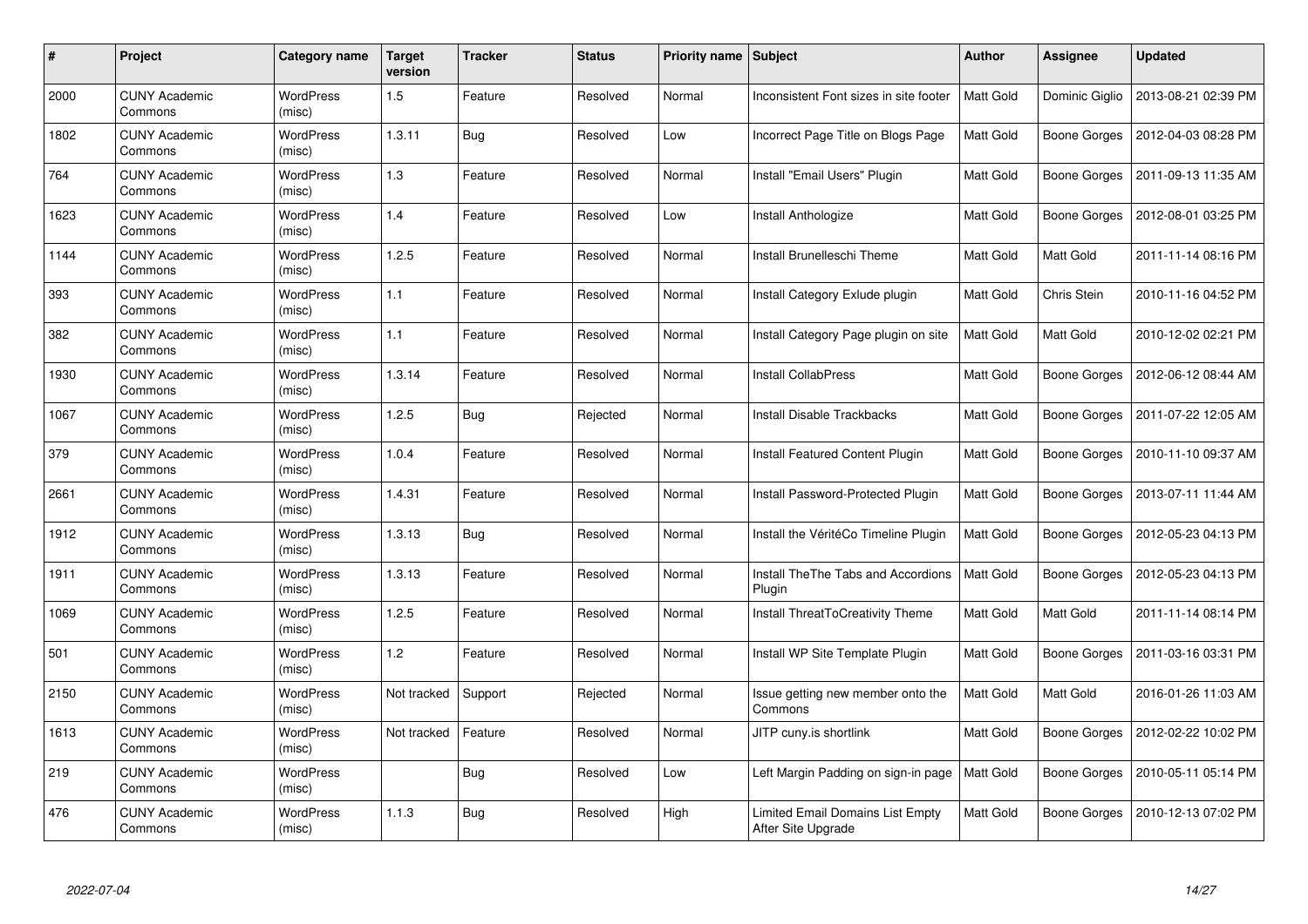| # | Project | Category name | Target version | Tracker | Status | Priority name | Subject | Author | Assignee | Updated |
|---|---|---|---|---|---|---|---|---|---|---|
| 2000 | CUNY Academic Commons | WordPress (misc) | 1.5 | Feature | Resolved | Normal | Inconsistent Font sizes in site footer | Matt Gold | Dominic Giglio | 2013-08-21 02:39 PM |
| 1802 | CUNY Academic Commons | WordPress (misc) | 1.3.11 | Bug | Resolved | Low | Incorrect Page Title on Blogs Page | Matt Gold | Boone Gorges | 2012-04-03 08:28 PM |
| 764 | CUNY Academic Commons | WordPress (misc) | 1.3 | Feature | Resolved | Normal | Install "Email Users" Plugin | Matt Gold | Boone Gorges | 2011-09-13 11:35 AM |
| 1623 | CUNY Academic Commons | WordPress (misc) | 1.4 | Feature | Resolved | Low | Install Anthologize | Matt Gold | Boone Gorges | 2012-08-01 03:25 PM |
| 1144 | CUNY Academic Commons | WordPress (misc) | 1.2.5 | Feature | Resolved | Normal | Install Brunelleschi Theme | Matt Gold | Matt Gold | 2011-11-14 08:16 PM |
| 393 | CUNY Academic Commons | WordPress (misc) | 1.1 | Feature | Resolved | Normal | Install Category Exlude plugin | Matt Gold | Chris Stein | 2010-11-16 04:52 PM |
| 382 | CUNY Academic Commons | WordPress (misc) | 1.1 | Feature | Resolved | Normal | Install Category Page plugin on site | Matt Gold | Matt Gold | 2010-12-02 02:21 PM |
| 1930 | CUNY Academic Commons | WordPress (misc) | 1.3.14 | Feature | Resolved | Normal | Install CollabPress | Matt Gold | Boone Gorges | 2012-06-12 08:44 AM |
| 1067 | CUNY Academic Commons | WordPress (misc) | 1.2.5 | Bug | Rejected | Normal | Install Disable Trackbacks | Matt Gold | Boone Gorges | 2011-07-22 12:05 AM |
| 379 | CUNY Academic Commons | WordPress (misc) | 1.0.4 | Feature | Resolved | Normal | Install Featured Content Plugin | Matt Gold | Boone Gorges | 2010-11-10 09:37 AM |
| 2661 | CUNY Academic Commons | WordPress (misc) | 1.4.31 | Feature | Resolved | Normal | Install Password-Protected Plugin | Matt Gold | Boone Gorges | 2013-07-11 11:44 AM |
| 1912 | CUNY Academic Commons | WordPress (misc) | 1.3.13 | Bug | Resolved | Normal | Install the VéritéCo Timeline Plugin | Matt Gold | Boone Gorges | 2012-05-23 04:13 PM |
| 1911 | CUNY Academic Commons | WordPress (misc) | 1.3.13 | Feature | Resolved | Normal | Install TheThe Tabs and Accordions Plugin | Matt Gold | Boone Gorges | 2012-05-23 04:13 PM |
| 1069 | CUNY Academic Commons | WordPress (misc) | 1.2.5 | Feature | Resolved | Normal | Install ThreatToCreativity Theme | Matt Gold | Matt Gold | 2011-11-14 08:14 PM |
| 501 | CUNY Academic Commons | WordPress (misc) | 1.2 | Feature | Resolved | Normal | Install WP Site Template Plugin | Matt Gold | Boone Gorges | 2011-03-16 03:31 PM |
| 2150 | CUNY Academic Commons | WordPress (misc) | Not tracked | Support | Rejected | Normal | Issue getting new member onto the Commons | Matt Gold | Matt Gold | 2016-01-26 11:03 AM |
| 1613 | CUNY Academic Commons | WordPress (misc) | Not tracked | Feature | Resolved | Normal | JITP cuny.is shortlink | Matt Gold | Boone Gorges | 2012-02-22 10:02 PM |
| 219 | CUNY Academic Commons | WordPress (misc) | | Bug | Resolved | Low | Left Margin Padding on sign-in page | Matt Gold | Boone Gorges | 2010-05-11 05:14 PM |
| 476 | CUNY Academic Commons | WordPress (misc) | 1.1.3 | Bug | Resolved | High | Limited Email Domains List Empty After Site Upgrade | Matt Gold | Boone Gorges | 2010-12-13 07:02 PM |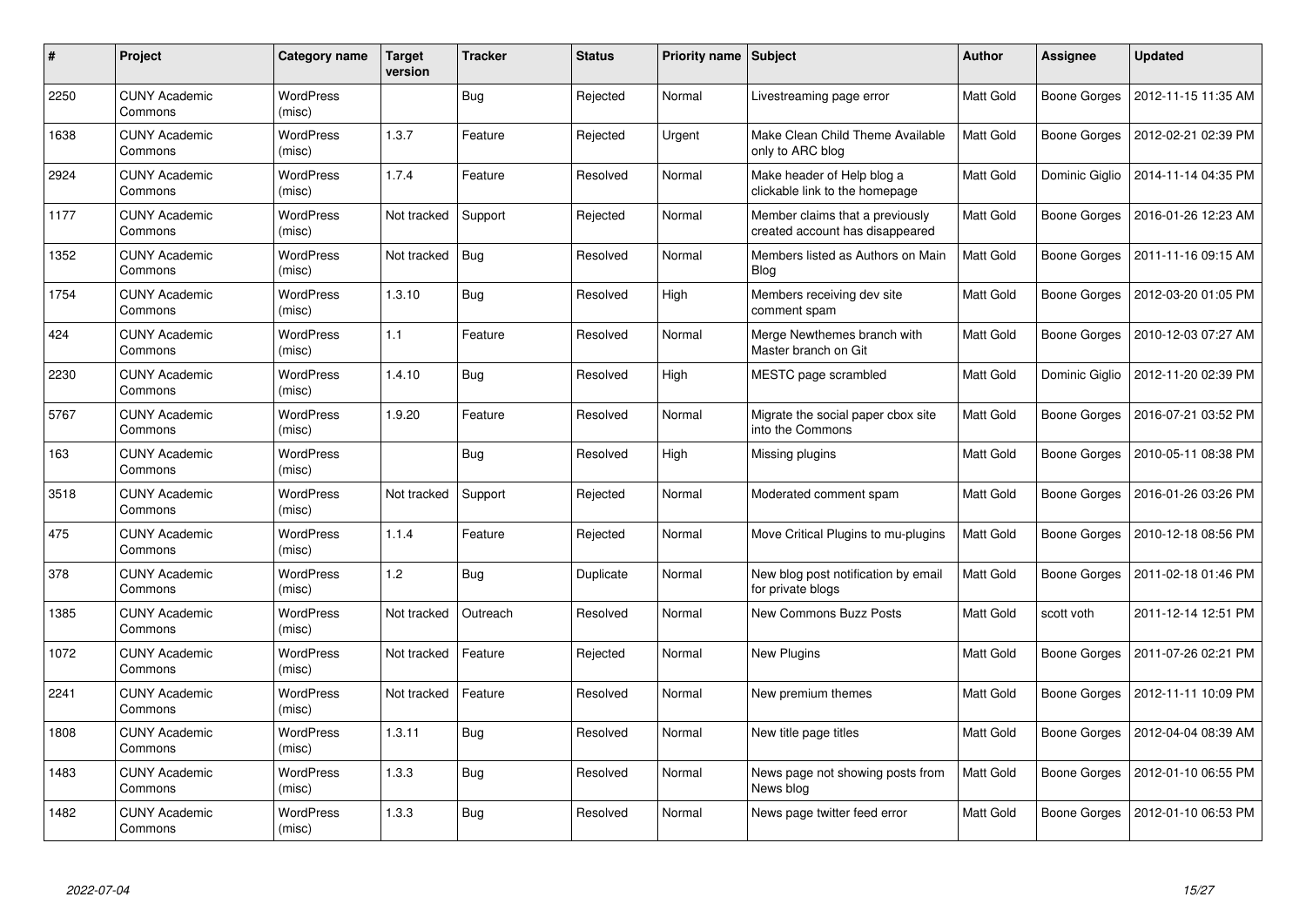| # | Project | Category name | Target version | Tracker | Status | Priority name | Subject | Author | Assignee | Updated |
|---|---|---|---|---|---|---|---|---|---|---|
| 2250 | CUNY Academic Commons | WordPress (misc) | | Bug | Rejected | Normal | Livestreaming page error | Matt Gold | Boone Gorges | 2012-11-15 11:35 AM |
| 1638 | CUNY Academic Commons | WordPress (misc) | 1.3.7 | Feature | Rejected | Urgent | Make Clean Child Theme Available only to ARC blog | Matt Gold | Boone Gorges | 2012-02-21 02:39 PM |
| 2924 | CUNY Academic Commons | WordPress (misc) | 1.7.4 | Feature | Resolved | Normal | Make header of Help blog a clickable link to the homepage | Matt Gold | Dominic Giglio | 2014-11-14 04:35 PM |
| 1177 | CUNY Academic Commons | WordPress (misc) | Not tracked | Support | Rejected | Normal | Member claims that a previously created account has disappeared | Matt Gold | Boone Gorges | 2016-01-26 12:23 AM |
| 1352 | CUNY Academic Commons | WordPress (misc) | Not tracked | Bug | Resolved | Normal | Members listed as Authors on Main Blog | Matt Gold | Boone Gorges | 2011-11-16 09:15 AM |
| 1754 | CUNY Academic Commons | WordPress (misc) | 1.3.10 | Bug | Resolved | High | Members receiving dev site comment spam | Matt Gold | Boone Gorges | 2012-03-20 01:05 PM |
| 424 | CUNY Academic Commons | WordPress (misc) | 1.1 | Feature | Resolved | Normal | Merge Newthemes branch with Master branch on Git | Matt Gold | Boone Gorges | 2010-12-03 07:27 AM |
| 2230 | CUNY Academic Commons | WordPress (misc) | 1.4.10 | Bug | Resolved | High | MESTC page scrambled | Matt Gold | Dominic Giglio | 2012-11-20 02:39 PM |
| 5767 | CUNY Academic Commons | WordPress (misc) | 1.9.20 | Feature | Resolved | Normal | Migrate the social paper cbox site into the Commons | Matt Gold | Boone Gorges | 2016-07-21 03:52 PM |
| 163 | CUNY Academic Commons | WordPress (misc) | | Bug | Resolved | High | Missing plugins | Matt Gold | Boone Gorges | 2010-05-11 08:38 PM |
| 3518 | CUNY Academic Commons | WordPress (misc) | Not tracked | Support | Rejected | Normal | Moderated comment spam | Matt Gold | Boone Gorges | 2016-01-26 03:26 PM |
| 475 | CUNY Academic Commons | WordPress (misc) | 1.1.4 | Feature | Rejected | Normal | Move Critical Plugins to mu-plugins | Matt Gold | Boone Gorges | 2010-12-18 08:56 PM |
| 378 | CUNY Academic Commons | WordPress (misc) | 1.2 | Bug | Duplicate | Normal | New blog post notification by email for private blogs | Matt Gold | Boone Gorges | 2011-02-18 01:46 PM |
| 1385 | CUNY Academic Commons | WordPress (misc) | Not tracked | Outreach | Resolved | Normal | New Commons Buzz Posts | Matt Gold | scott voth | 2011-12-14 12:51 PM |
| 1072 | CUNY Academic Commons | WordPress (misc) | Not tracked | Feature | Rejected | Normal | New Plugins | Matt Gold | Boone Gorges | 2011-07-26 02:21 PM |
| 2241 | CUNY Academic Commons | WordPress (misc) | Not tracked | Feature | Resolved | Normal | New premium themes | Matt Gold | Boone Gorges | 2012-11-11 10:09 PM |
| 1808 | CUNY Academic Commons | WordPress (misc) | 1.3.11 | Bug | Resolved | Normal | New title page titles | Matt Gold | Boone Gorges | 2012-04-04 08:39 AM |
| 1483 | CUNY Academic Commons | WordPress (misc) | 1.3.3 | Bug | Resolved | Normal | News page not showing posts from News blog | Matt Gold | Boone Gorges | 2012-01-10 06:55 PM |
| 1482 | CUNY Academic Commons | WordPress (misc) | 1.3.3 | Bug | Resolved | Normal | News page twitter feed error | Matt Gold | Boone Gorges | 2012-01-10 06:53 PM |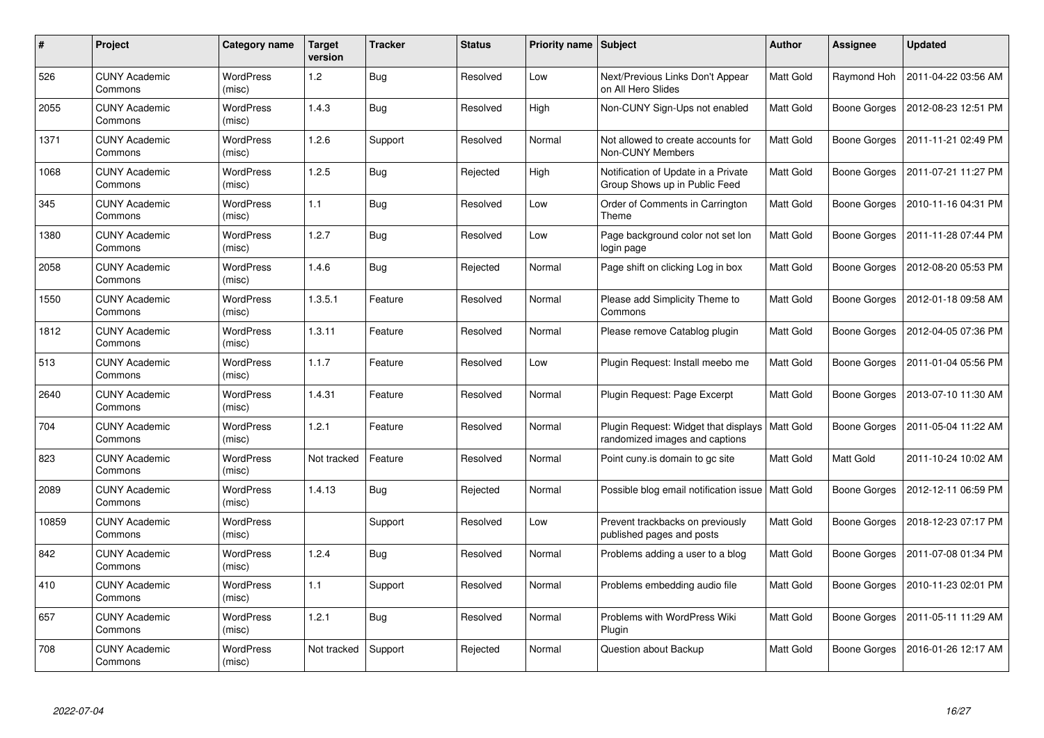| # | Project | Category name | Target version | Tracker | Status | Priority name | Subject | Author | Assignee | Updated |
|---|---|---|---|---|---|---|---|---|---|---|
| 526 | CUNY Academic Commons | WordPress (misc) | 1.2 | Bug | Resolved | Low | Next/Previous Links Don't Appear on All Hero Slides | Matt Gold | Raymond Hoh | 2011-04-22 03:56 AM |
| 2055 | CUNY Academic Commons | WordPress (misc) | 1.4.3 | Bug | Resolved | High | Non-CUNY Sign-Ups not enabled | Matt Gold | Boone Gorges | 2012-08-23 12:51 PM |
| 1371 | CUNY Academic Commons | WordPress (misc) | 1.2.6 | Support | Resolved | Normal | Not allowed to create accounts for Non-CUNY Members | Matt Gold | Boone Gorges | 2011-11-21 02:49 PM |
| 1068 | CUNY Academic Commons | WordPress (misc) | 1.2.5 | Bug | Rejected | High | Notification of Update in a Private Group Shows up in Public Feed | Matt Gold | Boone Gorges | 2011-07-21 11:27 PM |
| 345 | CUNY Academic Commons | WordPress (misc) | 1.1 | Bug | Resolved | Low | Order of Comments in Carrington Theme | Matt Gold | Boone Gorges | 2010-11-16 04:31 PM |
| 1380 | CUNY Academic Commons | WordPress (misc) | 1.2.7 | Bug | Resolved | Low | Page background color not set lon login page | Matt Gold | Boone Gorges | 2011-11-28 07:44 PM |
| 2058 | CUNY Academic Commons | WordPress (misc) | 1.4.6 | Bug | Rejected | Normal | Page shift on clicking Log in box | Matt Gold | Boone Gorges | 2012-08-20 05:53 PM |
| 1550 | CUNY Academic Commons | WordPress (misc) | 1.3.5.1 | Feature | Resolved | Normal | Please add Simplicity Theme to Commons | Matt Gold | Boone Gorges | 2012-01-18 09:58 AM |
| 1812 | CUNY Academic Commons | WordPress (misc) | 1.3.11 | Feature | Resolved | Normal | Please remove Catablog plugin | Matt Gold | Boone Gorges | 2012-04-05 07:36 PM |
| 513 | CUNY Academic Commons | WordPress (misc) | 1.1.7 | Feature | Resolved | Low | Plugin Request: Install meebo me | Matt Gold | Boone Gorges | 2011-01-04 05:56 PM |
| 2640 | CUNY Academic Commons | WordPress (misc) | 1.4.31 | Feature | Resolved | Normal | Plugin Request: Page Excerpt | Matt Gold | Boone Gorges | 2013-07-10 11:30 AM |
| 704 | CUNY Academic Commons | WordPress (misc) | 1.2.1 | Feature | Resolved | Normal | Plugin Request: Widget that displays randomized images and captions | Matt Gold | Boone Gorges | 2011-05-04 11:22 AM |
| 823 | CUNY Academic Commons | WordPress (misc) | Not tracked | Feature | Resolved | Normal | Point cuny.is domain to gc site | Matt Gold | Matt Gold | 2011-10-24 10:02 AM |
| 2089 | CUNY Academic Commons | WordPress (misc) | 1.4.13 | Bug | Rejected | Normal | Possible blog email notification issue | Matt Gold | Boone Gorges | 2012-12-11 06:59 PM |
| 10859 | CUNY Academic Commons | WordPress (misc) | | Support | Resolved | Low | Prevent trackbacks on previously published pages and posts | Matt Gold | Boone Gorges | 2018-12-23 07:17 PM |
| 842 | CUNY Academic Commons | WordPress (misc) | 1.2.4 | Bug | Resolved | Normal | Problems adding a user to a blog | Matt Gold | Boone Gorges | 2011-07-08 01:34 PM |
| 410 | CUNY Academic Commons | WordPress (misc) | 1.1 | Support | Resolved | Normal | Problems embedding audio file | Matt Gold | Boone Gorges | 2010-11-23 02:01 PM |
| 657 | CUNY Academic Commons | WordPress (misc) | 1.2.1 | Bug | Resolved | Normal | Problems with WordPress Wiki Plugin | Matt Gold | Boone Gorges | 2011-05-11 11:29 AM |
| 708 | CUNY Academic Commons | WordPress (misc) | Not tracked | Support | Rejected | Normal | Question about Backup | Matt Gold | Boone Gorges | 2016-01-26 12:17 AM |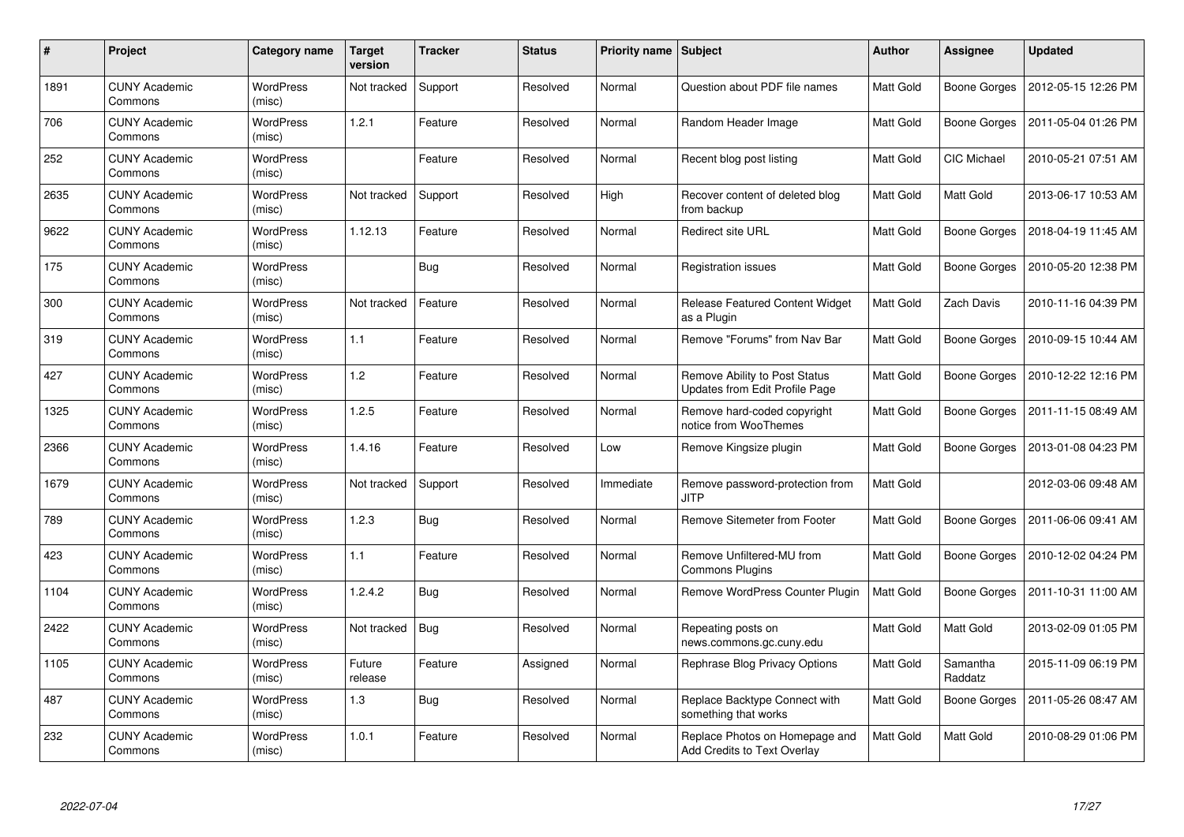| # | Project | Category name | Target version | Tracker | Status | Priority name | Subject | Author | Assignee | Updated |
|---|---|---|---|---|---|---|---|---|---|---|
| 1891 | CUNY Academic Commons | WordPress (misc) | Not tracked | Support | Resolved | Normal | Question about PDF file names | Matt Gold | Boone Gorges | 2012-05-15 12:26 PM |
| 706 | CUNY Academic Commons | WordPress (misc) | 1.2.1 | Feature | Resolved | Normal | Random Header Image | Matt Gold | Boone Gorges | 2011-05-04 01:26 PM |
| 252 | CUNY Academic Commons | WordPress (misc) | | Feature | Resolved | Normal | Recent blog post listing | Matt Gold | CIC Michael | 2010-05-21 07:51 AM |
| 2635 | CUNY Academic Commons | WordPress (misc) | Not tracked | Support | Resolved | High | Recover content of deleted blog from backup | Matt Gold | Matt Gold | 2013-06-17 10:53 AM |
| 9622 | CUNY Academic Commons | WordPress (misc) | 1.12.13 | Feature | Resolved | Normal | Redirect site URL | Matt Gold | Boone Gorges | 2018-04-19 11:45 AM |
| 175 | CUNY Academic Commons | WordPress (misc) | | Bug | Resolved | Normal | Registration issues | Matt Gold | Boone Gorges | 2010-05-20 12:38 PM |
| 300 | CUNY Academic Commons | WordPress (misc) | Not tracked | Feature | Resolved | Normal | Release Featured Content Widget as a Plugin | Matt Gold | Zach Davis | 2010-11-16 04:39 PM |
| 319 | CUNY Academic Commons | WordPress (misc) | 1.1 | Feature | Resolved | Normal | Remove "Forums" from Nav Bar | Matt Gold | Boone Gorges | 2010-09-15 10:44 AM |
| 427 | CUNY Academic Commons | WordPress (misc) | 1.2 | Feature | Resolved | Normal | Remove Ability to Post Status Updates from Edit Profile Page | Matt Gold | Boone Gorges | 2010-12-22 12:16 PM |
| 1325 | CUNY Academic Commons | WordPress (misc) | 1.2.5 | Feature | Resolved | Normal | Remove hard-coded copyright notice from WooThemes | Matt Gold | Boone Gorges | 2011-11-15 08:49 AM |
| 2366 | CUNY Academic Commons | WordPress (misc) | 1.4.16 | Feature | Resolved | Low | Remove Kingsize plugin | Matt Gold | Boone Gorges | 2013-01-08 04:23 PM |
| 1679 | CUNY Academic Commons | WordPress (misc) | Not tracked | Support | Resolved | Immediate | Remove password-protection from JITP | Matt Gold | | 2012-03-06 09:48 AM |
| 789 | CUNY Academic Commons | WordPress (misc) | 1.2.3 | Bug | Resolved | Normal | Remove Sitemeter from Footer | Matt Gold | Boone Gorges | 2011-06-06 09:41 AM |
| 423 | CUNY Academic Commons | WordPress (misc) | 1.1 | Feature | Resolved | Normal | Remove Unfiltered-MU from Commons Plugins | Matt Gold | Boone Gorges | 2010-12-02 04:24 PM |
| 1104 | CUNY Academic Commons | WordPress (misc) | 1.2.4.2 | Bug | Resolved | Normal | Remove WordPress Counter Plugin | Matt Gold | Boone Gorges | 2011-10-31 11:00 AM |
| 2422 | CUNY Academic Commons | WordPress (misc) | Not tracked | Bug | Resolved | Normal | Repeating posts on news.commons.gc.cuny.edu | Matt Gold | Matt Gold | 2013-02-09 01:05 PM |
| 1105 | CUNY Academic Commons | WordPress (misc) | Future release | Feature | Assigned | Normal | Rephrase Blog Privacy Options | Matt Gold | Samantha Raddatz | 2015-11-09 06:19 PM |
| 487 | CUNY Academic Commons | WordPress (misc) | 1.3 | Bug | Resolved | Normal | Replace Backtype Connect with something that works | Matt Gold | Boone Gorges | 2011-05-26 08:47 AM |
| 232 | CUNY Academic Commons | WordPress (misc) | 1.0.1 | Feature | Resolved | Normal | Replace Photos on Homepage and Add Credits to Text Overlay | Matt Gold | Matt Gold | 2010-08-29 01:06 PM |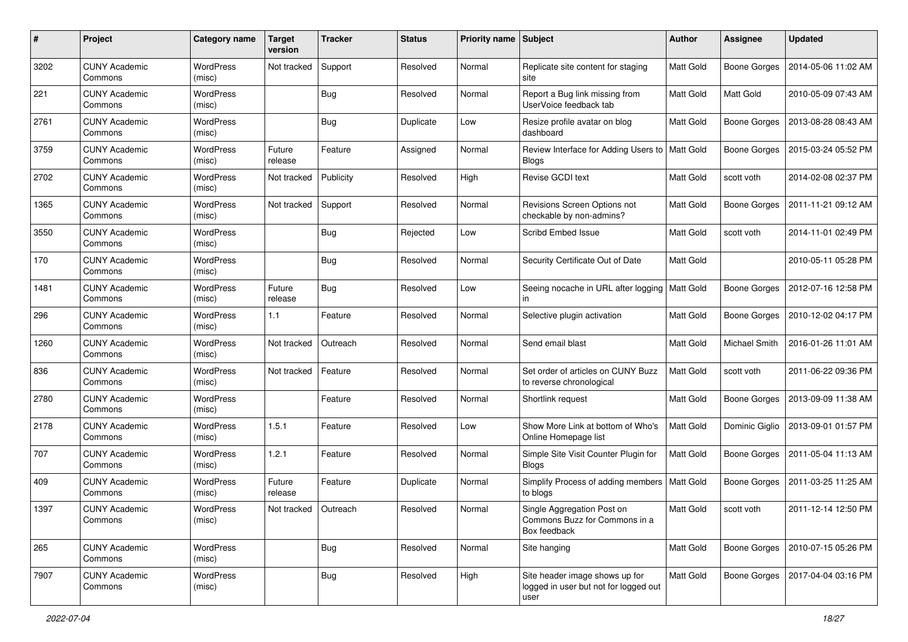| # | Project | Category name | Target version | Tracker | Status | Priority name | Subject | Author | Assignee | Updated |
|---|---|---|---|---|---|---|---|---|---|---|
| 3202 | CUNY Academic Commons | WordPress (misc) | Not tracked | Support | Resolved | Normal | Replicate site content for staging site | Matt Gold | Boone Gorges | 2014-05-06 11:02 AM |
| 221 | CUNY Academic Commons | WordPress (misc) | | Bug | Resolved | Normal | Report a Bug link missing from UserVoice feedback tab | Matt Gold | Matt Gold | 2010-05-09 07:43 AM |
| 2761 | CUNY Academic Commons | WordPress (misc) | | Bug | Duplicate | Low | Resize profile avatar on blog dashboard | Matt Gold | Boone Gorges | 2013-08-28 08:43 AM |
| 3759 | CUNY Academic Commons | WordPress (misc) | Future release | Feature | Assigned | Normal | Review Interface for Adding Users to Blogs | Matt Gold | Boone Gorges | 2015-03-24 05:52 PM |
| 2702 | CUNY Academic Commons | WordPress (misc) | Not tracked | Publicity | Resolved | High | Revise GCDI text | Matt Gold | scott voth | 2014-02-08 02:37 PM |
| 1365 | CUNY Academic Commons | WordPress (misc) | Not tracked | Support | Resolved | Normal | Revisions Screen Options not checkable by non-admins? | Matt Gold | Boone Gorges | 2011-11-21 09:12 AM |
| 3550 | CUNY Academic Commons | WordPress (misc) | | Bug | Rejected | Low | Scribd Embed Issue | Matt Gold | scott voth | 2014-11-01 02:49 PM |
| 170 | CUNY Academic Commons | WordPress (misc) | | Bug | Resolved | Normal | Security Certificate Out of Date | Matt Gold | | 2010-05-11 05:28 PM |
| 1481 | CUNY Academic Commons | WordPress (misc) | Future release | Bug | Resolved | Low | Seeing nocache in URL after logging in | Matt Gold | Boone Gorges | 2012-07-16 12:58 PM |
| 296 | CUNY Academic Commons | WordPress (misc) | 1.1 | Feature | Resolved | Normal | Selective plugin activation | Matt Gold | Boone Gorges | 2010-12-02 04:17 PM |
| 1260 | CUNY Academic Commons | WordPress (misc) | Not tracked | Outreach | Resolved | Normal | Send email blast | Matt Gold | Michael Smith | 2016-01-26 11:01 AM |
| 836 | CUNY Academic Commons | WordPress (misc) | Not tracked | Feature | Resolved | Normal | Set order of articles on CUNY Buzz to reverse chronological | Matt Gold | scott voth | 2011-06-22 09:36 PM |
| 2780 | CUNY Academic Commons | WordPress (misc) | | Feature | Resolved | Normal | Shortlink request | Matt Gold | Boone Gorges | 2013-09-09 11:38 AM |
| 2178 | CUNY Academic Commons | WordPress (misc) | 1.5.1 | Feature | Resolved | Low | Show More Link at bottom of Who's Online Homepage list | Matt Gold | Dominic Giglio | 2013-09-01 01:57 PM |
| 707 | CUNY Academic Commons | WordPress (misc) | 1.2.1 | Feature | Resolved | Normal | Simple Site Visit Counter Plugin for Blogs | Matt Gold | Boone Gorges | 2011-05-04 11:13 AM |
| 409 | CUNY Academic Commons | WordPress (misc) | Future release | Feature | Duplicate | Normal | Simplify Process of adding members to blogs | Matt Gold | Boone Gorges | 2011-03-25 11:25 AM |
| 1397 | CUNY Academic Commons | WordPress (misc) | Not tracked | Outreach | Resolved | Normal | Single Aggregation Post on Commons Buzz for Commons in a Box feedback | Matt Gold | scott voth | 2011-12-14 12:50 PM |
| 265 | CUNY Academic Commons | WordPress (misc) | | Bug | Resolved | Normal | Site hanging | Matt Gold | Boone Gorges | 2010-07-15 05:26 PM |
| 7907 | CUNY Academic Commons | WordPress (misc) | | Bug | Resolved | High | Site header image shows up for logged in user but not for logged out user | Matt Gold | Boone Gorges | 2017-04-04 03:16 PM |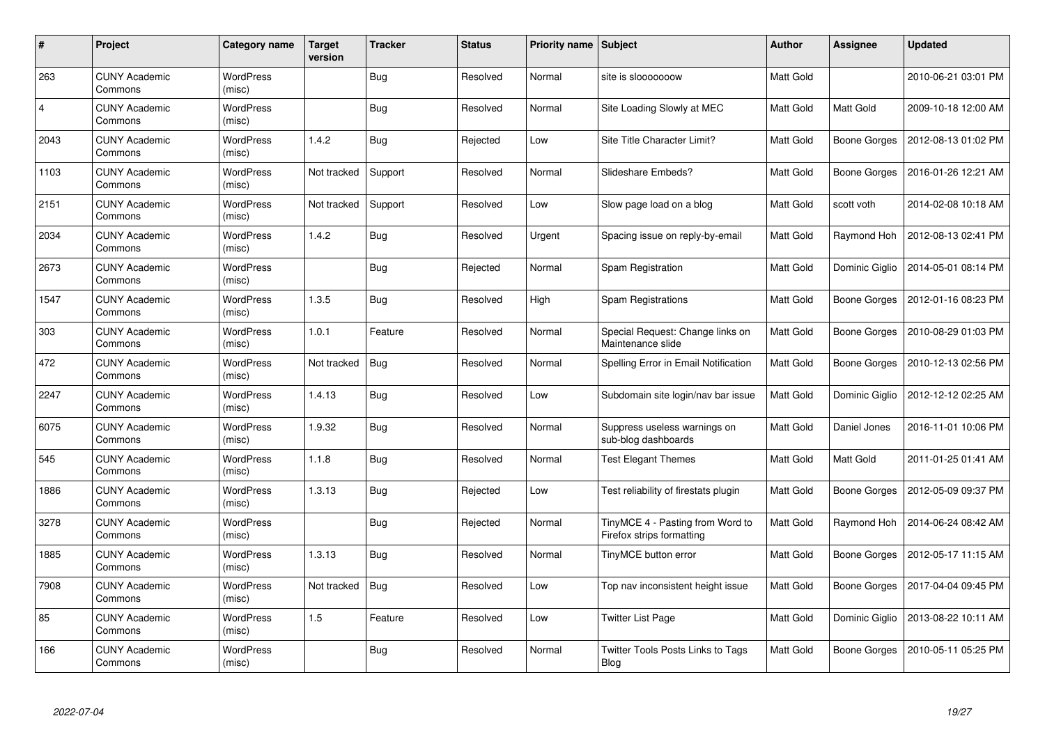| # | Project | Category name | Target version | Tracker | Status | Priority name | Subject | Author | Assignee | Updated |
|---|---|---|---|---|---|---|---|---|---|---|
| 263 | CUNY Academic Commons | WordPress (misc) | | Bug | Resolved | Normal | site is slooooooow | Matt Gold | | 2010-06-21 03:01 PM |
| 4 | CUNY Academic Commons | WordPress (misc) | | Bug | Resolved | Normal | Site Loading Slowly at MEC | Matt Gold | Matt Gold | 2009-10-18 12:00 AM |
| 2043 | CUNY Academic Commons | WordPress (misc) | 1.4.2 | Bug | Rejected | Low | Site Title Character Limit? | Matt Gold | Boone Gorges | 2012-08-13 01:02 PM |
| 1103 | CUNY Academic Commons | WordPress (misc) | Not tracked | Support | Resolved | Normal | Slideshare Embeds? | Matt Gold | Boone Gorges | 2016-01-26 12:21 AM |
| 2151 | CUNY Academic Commons | WordPress (misc) | Not tracked | Support | Resolved | Low | Slow page load on a blog | Matt Gold | scott voth | 2014-02-08 10:18 AM |
| 2034 | CUNY Academic Commons | WordPress (misc) | 1.4.2 | Bug | Resolved | Urgent | Spacing issue on reply-by-email | Matt Gold | Raymond Hoh | 2012-08-13 02:41 PM |
| 2673 | CUNY Academic Commons | WordPress (misc) | | Bug | Rejected | Normal | Spam Registration | Matt Gold | Dominic Giglio | 2014-05-01 08:14 PM |
| 1547 | CUNY Academic Commons | WordPress (misc) | 1.3.5 | Bug | Resolved | High | Spam Registrations | Matt Gold | Boone Gorges | 2012-01-16 08:23 PM |
| 303 | CUNY Academic Commons | WordPress (misc) | 1.0.1 | Feature | Resolved | Normal | Special Request: Change links on Maintenance slide | Matt Gold | Boone Gorges | 2010-08-29 01:03 PM |
| 472 | CUNY Academic Commons | WordPress (misc) | Not tracked | Bug | Resolved | Normal | Spelling Error in Email Notification | Matt Gold | Boone Gorges | 2010-12-13 02:56 PM |
| 2247 | CUNY Academic Commons | WordPress (misc) | 1.4.13 | Bug | Resolved | Low | Subdomain site login/nav bar issue | Matt Gold | Dominic Giglio | 2012-12-12 02:25 AM |
| 6075 | CUNY Academic Commons | WordPress (misc) | 1.9.32 | Bug | Resolved | Normal | Suppress useless warnings on sub-blog dashboards | Matt Gold | Daniel Jones | 2016-11-01 10:06 PM |
| 545 | CUNY Academic Commons | WordPress (misc) | 1.1.8 | Bug | Resolved | Normal | Test Elegant Themes | Matt Gold | Matt Gold | 2011-01-25 01:41 AM |
| 1886 | CUNY Academic Commons | WordPress (misc) | 1.3.13 | Bug | Rejected | Low | Test reliability of firestats plugin | Matt Gold | Boone Gorges | 2012-05-09 09:37 PM |
| 3278 | CUNY Academic Commons | WordPress (misc) | | Bug | Rejected | Normal | TinyMCE 4 - Pasting from Word to Firefox strips formatting | Matt Gold | Raymond Hoh | 2014-06-24 08:42 AM |
| 1885 | CUNY Academic Commons | WordPress (misc) | 1.3.13 | Bug | Resolved | Normal | TinyMCE button error | Matt Gold | Boone Gorges | 2012-05-17 11:15 AM |
| 7908 | CUNY Academic Commons | WordPress (misc) | Not tracked | Bug | Resolved | Low | Top nav inconsistent height issue | Matt Gold | Boone Gorges | 2017-04-04 09:45 PM |
| 85 | CUNY Academic Commons | WordPress (misc) | 1.5 | Feature | Resolved | Low | Twitter List Page | Matt Gold | Dominic Giglio | 2013-08-22 10:11 AM |
| 166 | CUNY Academic Commons | WordPress (misc) | | Bug | Resolved | Normal | Twitter Tools Posts Links to Tags Blog | Matt Gold | Boone Gorges | 2010-05-11 05:25 PM |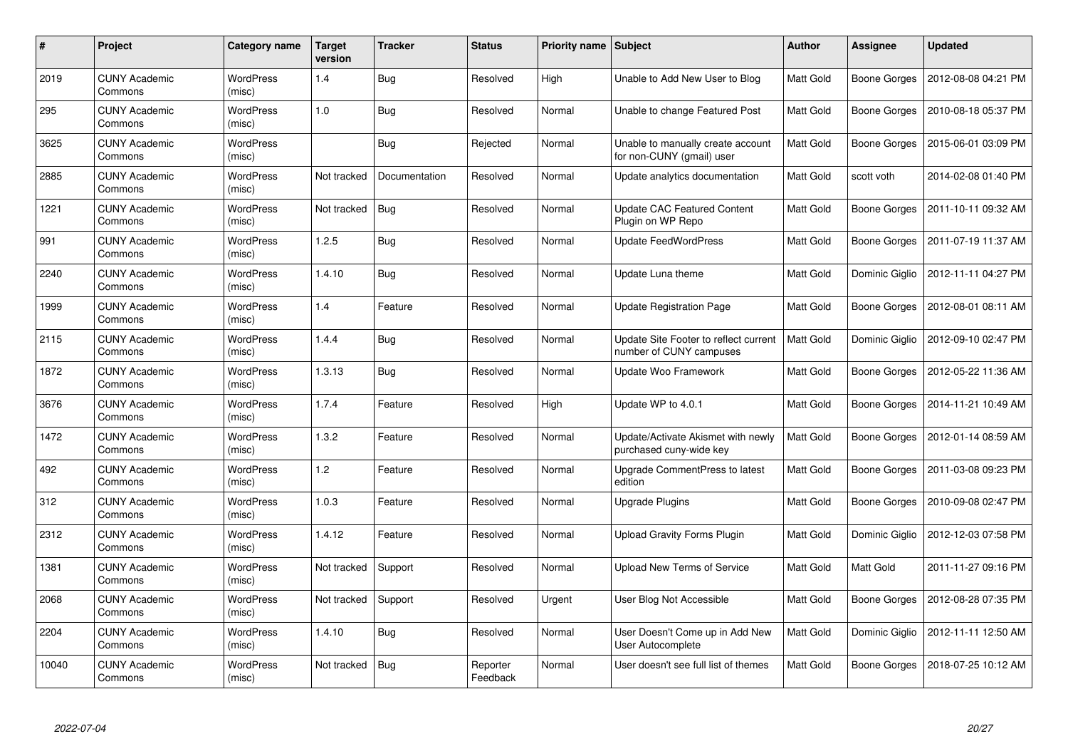| # | Project | Category name | Target version | Tracker | Status | Priority name | Subject | Author | Assignee | Updated |
|---|---|---|---|---|---|---|---|---|---|---|
| 2019 | CUNY Academic Commons | WordPress (misc) | 1.4 | Bug | Resolved | High | Unable to Add New User to Blog | Matt Gold | Boone Gorges | 2012-08-08 04:21 PM |
| 295 | CUNY Academic Commons | WordPress (misc) | 1.0 | Bug | Resolved | Normal | Unable to change Featured Post | Matt Gold | Boone Gorges | 2010-08-18 05:37 PM |
| 3625 | CUNY Academic Commons | WordPress (misc) | | Bug | Rejected | Normal | Unable to manually create account for non-CUNY (gmail) user | Matt Gold | Boone Gorges | 2015-06-01 03:09 PM |
| 2885 | CUNY Academic Commons | WordPress (misc) | Not tracked | Documentation | Resolved | Normal | Update analytics documentation | Matt Gold | scott voth | 2014-02-08 01:40 PM |
| 1221 | CUNY Academic Commons | WordPress (misc) | Not tracked | Bug | Resolved | Normal | Update CAC Featured Content Plugin on WP Repo | Matt Gold | Boone Gorges | 2011-10-11 09:32 AM |
| 991 | CUNY Academic Commons | WordPress (misc) | 1.2.5 | Bug | Resolved | Normal | Update FeedWordPress | Matt Gold | Boone Gorges | 2011-07-19 11:37 AM |
| 2240 | CUNY Academic Commons | WordPress (misc) | 1.4.10 | Bug | Resolved | Normal | Update Luna theme | Matt Gold | Dominic Giglio | 2012-11-11 04:27 PM |
| 1999 | CUNY Academic Commons | WordPress (misc) | 1.4 | Feature | Resolved | Normal | Update Registration Page | Matt Gold | Boone Gorges | 2012-08-01 08:11 AM |
| 2115 | CUNY Academic Commons | WordPress (misc) | 1.4.4 | Bug | Resolved | Normal | Update Site Footer to reflect current number of CUNY campuses | Matt Gold | Dominic Giglio | 2012-09-10 02:47 PM |
| 1872 | CUNY Academic Commons | WordPress (misc) | 1.3.13 | Bug | Resolved | Normal | Update Woo Framework | Matt Gold | Boone Gorges | 2012-05-22 11:36 AM |
| 3676 | CUNY Academic Commons | WordPress (misc) | 1.7.4 | Feature | Resolved | High | Update WP to 4.0.1 | Matt Gold | Boone Gorges | 2014-11-21 10:49 AM |
| 1472 | CUNY Academic Commons | WordPress (misc) | 1.3.2 | Feature | Resolved | Normal | Update/Activate Akismet with newly purchased cuny-wide key | Matt Gold | Boone Gorges | 2012-01-14 08:59 AM |
| 492 | CUNY Academic Commons | WordPress (misc) | 1.2 | Feature | Resolved | Normal | Upgrade CommentPress to latest edition | Matt Gold | Boone Gorges | 2011-03-08 09:23 PM |
| 312 | CUNY Academic Commons | WordPress (misc) | 1.0.3 | Feature | Resolved | Normal | Upgrade Plugins | Matt Gold | Boone Gorges | 2010-09-08 02:47 PM |
| 2312 | CUNY Academic Commons | WordPress (misc) | 1.4.12 | Feature | Resolved | Normal | Upload Gravity Forms Plugin | Matt Gold | Dominic Giglio | 2012-12-03 07:58 PM |
| 1381 | CUNY Academic Commons | WordPress (misc) | Not tracked | Support | Resolved | Normal | Upload New Terms of Service | Matt Gold | Matt Gold | 2011-11-27 09:16 PM |
| 2068 | CUNY Academic Commons | WordPress (misc) | Not tracked | Support | Resolved | Urgent | User Blog Not Accessible | Matt Gold | Boone Gorges | 2012-08-28 07:35 PM |
| 2204 | CUNY Academic Commons | WordPress (misc) | 1.4.10 | Bug | Resolved | Normal | User Doesn't Come up in Add New User Autocomplete | Matt Gold | Dominic Giglio | 2012-11-11 12:50 AM |
| 10040 | CUNY Academic Commons | WordPress (misc) | Not tracked | Bug | Reporter Feedback | Normal | User doesn't see full list of themes | Matt Gold | Boone Gorges | 2018-07-25 10:12 AM |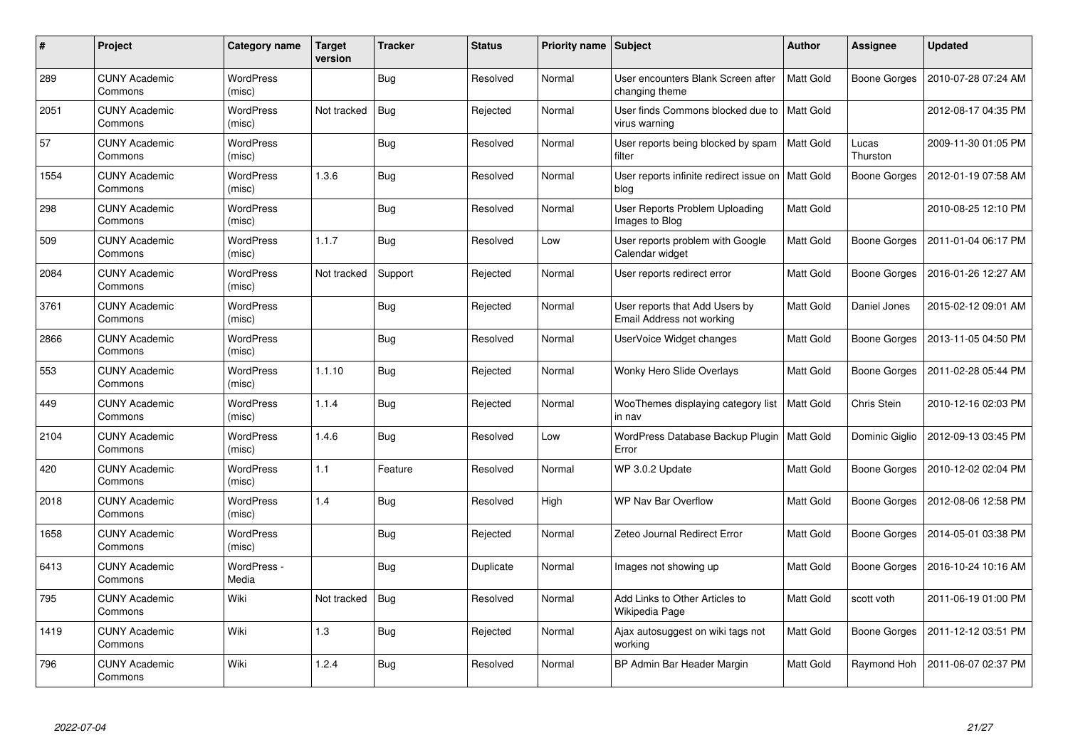| # | Project | Category name | Target version | Tracker | Status | Priority name | Subject | Author | Assignee | Updated |
| --- | --- | --- | --- | --- | --- | --- | --- | --- | --- | --- |
| 289 | CUNY Academic Commons | WordPress (misc) | | Bug | Resolved | Normal | User encounters Blank Screen after changing theme | Matt Gold | Boone Gorges | 2010-07-28 07:24 AM |
| 2051 | CUNY Academic Commons | WordPress (misc) | Not tracked | Bug | Rejected | Normal | User finds Commons blocked due to virus warning | Matt Gold | | 2012-08-17 04:35 PM |
| 57 | CUNY Academic Commons | WordPress (misc) | | Bug | Resolved | Normal | User reports being blocked by spam filter | Matt Gold | Lucas Thurston | 2009-11-30 01:05 PM |
| 1554 | CUNY Academic Commons | WordPress (misc) | 1.3.6 | Bug | Resolved | Normal | User reports infinite redirect issue on blog | Matt Gold | Boone Gorges | 2012-01-19 07:58 AM |
| 298 | CUNY Academic Commons | WordPress (misc) | | Bug | Resolved | Normal | User Reports Problem Uploading Images to Blog | Matt Gold | | 2010-08-25 12:10 PM |
| 509 | CUNY Academic Commons | WordPress (misc) | 1.1.7 | Bug | Resolved | Low | User reports problem with Google Calendar widget | Matt Gold | Boone Gorges | 2011-01-04 06:17 PM |
| 2084 | CUNY Academic Commons | WordPress (misc) | Not tracked | Support | Rejected | Normal | User reports redirect error | Matt Gold | Boone Gorges | 2016-01-26 12:27 AM |
| 3761 | CUNY Academic Commons | WordPress (misc) | | Bug | Rejected | Normal | User reports that Add Users by Email Address not working | Matt Gold | Daniel Jones | 2015-02-12 09:01 AM |
| 2866 | CUNY Academic Commons | WordPress (misc) | | Bug | Resolved | Normal | UserVoice Widget changes | Matt Gold | Boone Gorges | 2013-11-05 04:50 PM |
| 553 | CUNY Academic Commons | WordPress (misc) | 1.1.10 | Bug | Rejected | Normal | Wonky Hero Slide Overlays | Matt Gold | Boone Gorges | 2011-02-28 05:44 PM |
| 449 | CUNY Academic Commons | WordPress (misc) | 1.1.4 | Bug | Rejected | Normal | WooThemes displaying category list in nav | Matt Gold | Chris Stein | 2010-12-16 02:03 PM |
| 2104 | CUNY Academic Commons | WordPress (misc) | 1.4.6 | Bug | Resolved | Low | WordPress Database Backup Plugin Error | Matt Gold | Dominic Giglio | 2012-09-13 03:45 PM |
| 420 | CUNY Academic Commons | WordPress (misc) | 1.1 | Feature | Resolved | Normal | WP 3.0.2 Update | Matt Gold | Boone Gorges | 2010-12-02 02:04 PM |
| 2018 | CUNY Academic Commons | WordPress (misc) | 1.4 | Bug | Resolved | High | WP Nav Bar Overflow | Matt Gold | Boone Gorges | 2012-08-06 12:58 PM |
| 1658 | CUNY Academic Commons | WordPress (misc) | | Bug | Rejected | Normal | Zeteo Journal Redirect Error | Matt Gold | Boone Gorges | 2014-05-01 03:38 PM |
| 6413 | CUNY Academic Commons | WordPress - Media | | Bug | Duplicate | Normal | Images not showing up | Matt Gold | Boone Gorges | 2016-10-24 10:16 AM |
| 795 | CUNY Academic Commons | Wiki | Not tracked | Bug | Resolved | Normal | Add Links to Other Articles to Wikipedia Page | Matt Gold | scott voth | 2011-06-19 01:00 PM |
| 1419 | CUNY Academic Commons | Wiki | 1.3 | Bug | Rejected | Normal | Ajax autosuggest on wiki tags not working | Matt Gold | Boone Gorges | 2011-12-12 03:51 PM |
| 796 | CUNY Academic Commons | Wiki | 1.2.4 | Bug | Resolved | Normal | BP Admin Bar Header Margin | Matt Gold | Raymond Hoh | 2011-06-07 02:37 PM |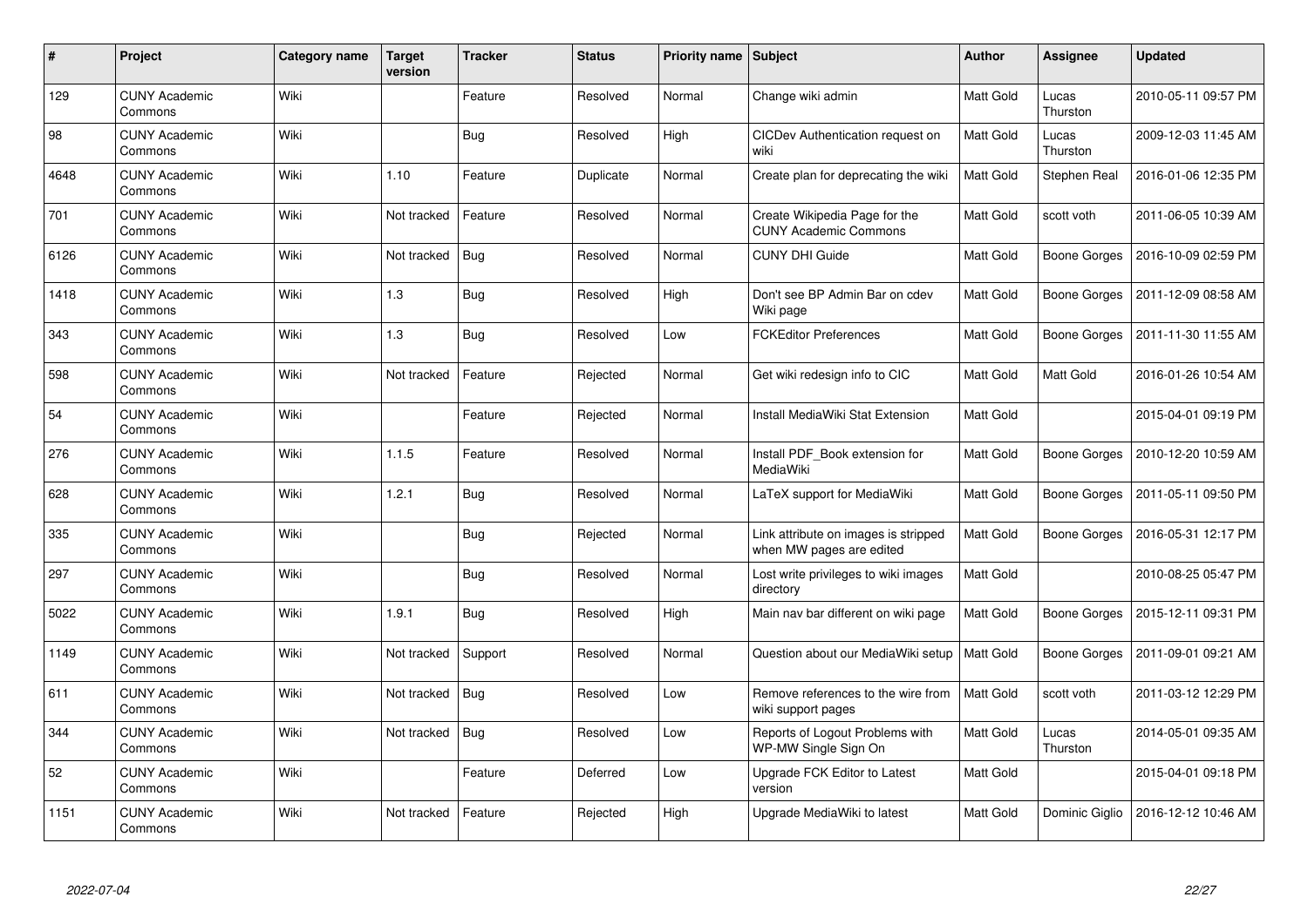| # | Project | Category name | Target version | Tracker | Status | Priority name | Subject | Author | Assignee | Updated |
|---|---|---|---|---|---|---|---|---|---|---|
| 129 | CUNY Academic Commons | Wiki | | Feature | Resolved | Normal | Change wiki admin | Matt Gold | Lucas Thurston | 2010-05-11 09:57 PM |
| 98 | CUNY Academic Commons | Wiki | | Bug | Resolved | High | CICDev Authentication request on wiki | Matt Gold | Lucas Thurston | 2009-12-03 11:45 AM |
| 4648 | CUNY Academic Commons | Wiki | 1.10 | Feature | Duplicate | Normal | Create plan for deprecating the wiki | Matt Gold | Stephen Real | 2016-01-06 12:35 PM |
| 701 | CUNY Academic Commons | Wiki | Not tracked | Feature | Resolved | Normal | Create Wikipedia Page for the CUNY Academic Commons | Matt Gold | scott voth | 2011-06-05 10:39 AM |
| 6126 | CUNY Academic Commons | Wiki | Not tracked | Bug | Resolved | Normal | CUNY DHI Guide | Matt Gold | Boone Gorges | 2016-10-09 02:59 PM |
| 1418 | CUNY Academic Commons | Wiki | 1.3 | Bug | Resolved | High | Don't see BP Admin Bar on cdev Wiki page | Matt Gold | Boone Gorges | 2011-12-09 08:58 AM |
| 343 | CUNY Academic Commons | Wiki | 1.3 | Bug | Resolved | Low | FCKEditor Preferences | Matt Gold | Boone Gorges | 2011-11-30 11:55 AM |
| 598 | CUNY Academic Commons | Wiki | Not tracked | Feature | Rejected | Normal | Get wiki redesign info to CIC | Matt Gold | Matt Gold | 2016-01-26 10:54 AM |
| 54 | CUNY Academic Commons | Wiki | | Feature | Rejected | Normal | Install MediaWiki Stat Extension | Matt Gold | | 2015-04-01 09:19 PM |
| 276 | CUNY Academic Commons | Wiki | 1.1.5 | Feature | Resolved | Normal | Install PDF_Book extension for MediaWiki | Matt Gold | Boone Gorges | 2010-12-20 10:59 AM |
| 628 | CUNY Academic Commons | Wiki | 1.2.1 | Bug | Resolved | Normal | LaTeX support for MediaWiki | Matt Gold | Boone Gorges | 2011-05-11 09:50 PM |
| 335 | CUNY Academic Commons | Wiki | | Bug | Rejected | Normal | Link attribute on images is stripped when MW pages are edited | Matt Gold | Boone Gorges | 2016-05-31 12:17 PM |
| 297 | CUNY Academic Commons | Wiki | | Bug | Resolved | Normal | Lost write privileges to wiki images directory | Matt Gold | | 2010-08-25 05:47 PM |
| 5022 | CUNY Academic Commons | Wiki | 1.9.1 | Bug | Resolved | High | Main nav bar different on wiki page | Matt Gold | Boone Gorges | 2015-12-11 09:31 PM |
| 1149 | CUNY Academic Commons | Wiki | Not tracked | Support | Resolved | Normal | Question about our MediaWiki setup | Matt Gold | Boone Gorges | 2011-09-01 09:21 AM |
| 611 | CUNY Academic Commons | Wiki | Not tracked | Bug | Resolved | Low | Remove references to the wire from wiki support pages | Matt Gold | scott voth | 2011-03-12 12:29 PM |
| 344 | CUNY Academic Commons | Wiki | Not tracked | Bug | Resolved | Low | Reports of Logout Problems with WP-MW Single Sign On | Matt Gold | Lucas Thurston | 2014-05-01 09:35 AM |
| 52 | CUNY Academic Commons | Wiki | | Feature | Deferred | Low | Upgrade FCK Editor to Latest version | Matt Gold | | 2015-04-01 09:18 PM |
| 1151 | CUNY Academic Commons | Wiki | Not tracked | Feature | Rejected | High | Upgrade MediaWiki to latest | Matt Gold | Dominic Giglio | 2016-12-12 10:46 AM |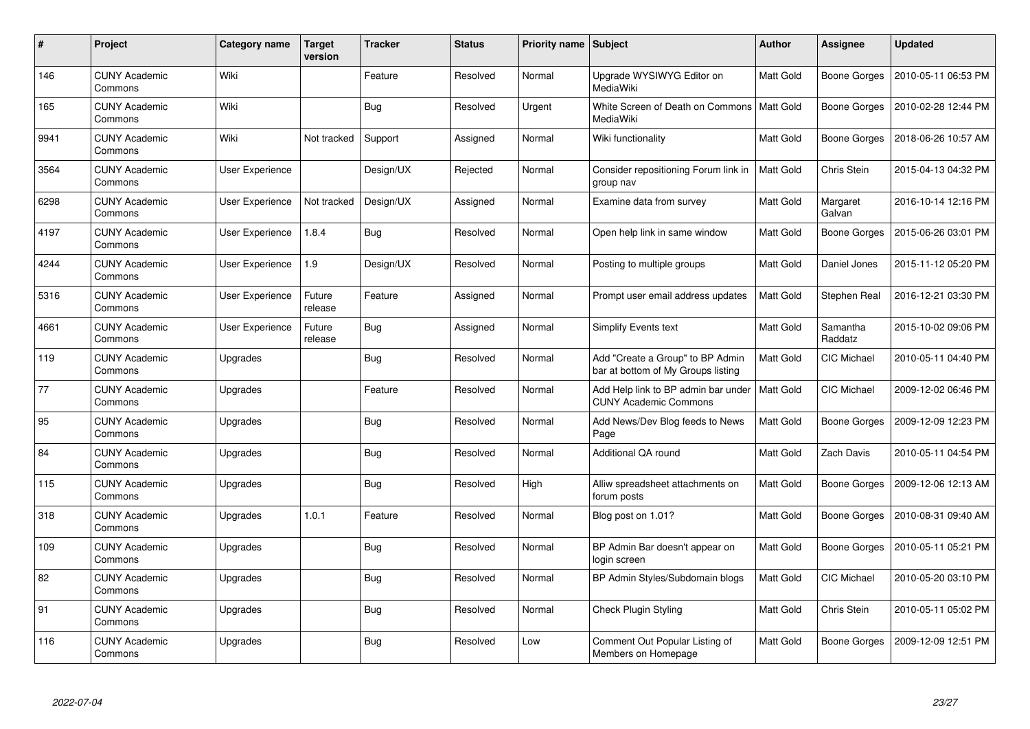| # | Project | Category name | Target version | Tracker | Status | Priority name | Subject | Author | Assignee | Updated |
|---|---|---|---|---|---|---|---|---|---|---|
| 146 | CUNY Academic Commons | Wiki | | Feature | Resolved | Normal | Upgrade WYSIWYG Editor on MediaWiki | Matt Gold | Boone Gorges | 2010-05-11 06:53 PM |
| 165 | CUNY Academic Commons | Wiki | | Bug | Resolved | Urgent | White Screen of Death on Commons MediaWiki | Matt Gold | Boone Gorges | 2010-02-28 12:44 PM |
| 9941 | CUNY Academic Commons | Wiki | Not tracked | Support | Assigned | Normal | Wiki functionality | Matt Gold | Boone Gorges | 2018-06-26 10:57 AM |
| 3564 | CUNY Academic Commons | User Experience | | Design/UX | Rejected | Normal | Consider repositioning Forum link in group nav | Matt Gold | Chris Stein | 2015-04-13 04:32 PM |
| 6298 | CUNY Academic Commons | User Experience | Not tracked | Design/UX | Assigned | Normal | Examine data from survey | Matt Gold | Margaret Galvan | 2016-10-14 12:16 PM |
| 4197 | CUNY Academic Commons | User Experience | 1.8.4 | Bug | Resolved | Normal | Open help link in same window | Matt Gold | Boone Gorges | 2015-06-26 03:01 PM |
| 4244 | CUNY Academic Commons | User Experience | 1.9 | Design/UX | Resolved | Normal | Posting to multiple groups | Matt Gold | Daniel Jones | 2015-11-12 05:20 PM |
| 5316 | CUNY Academic Commons | User Experience | Future release | Feature | Assigned | Normal | Prompt user email address updates | Matt Gold | Stephen Real | 2016-12-21 03:30 PM |
| 4661 | CUNY Academic Commons | User Experience | Future release | Bug | Assigned | Normal | Simplify Events text | Matt Gold | Samantha Raddatz | 2015-10-02 09:06 PM |
| 119 | CUNY Academic Commons | Upgrades | | Bug | Resolved | Normal | Add "Create a Group" to BP Admin bar at bottom of My Groups listing | Matt Gold | CIC Michael | 2010-05-11 04:40 PM |
| 77 | CUNY Academic Commons | Upgrades | | Feature | Resolved | Normal | Add Help link to BP admin bar under CUNY Academic Commons | Matt Gold | CIC Michael | 2009-12-02 06:46 PM |
| 95 | CUNY Academic Commons | Upgrades | | Bug | Resolved | Normal | Add News/Dev Blog feeds to News Page | Matt Gold | Boone Gorges | 2009-12-09 12:23 PM |
| 84 | CUNY Academic Commons | Upgrades | | Bug | Resolved | Normal | Additional QA round | Matt Gold | Zach Davis | 2010-05-11 04:54 PM |
| 115 | CUNY Academic Commons | Upgrades | | Bug | Resolved | High | Alliw spreadsheet attachments on forum posts | Matt Gold | Boone Gorges | 2009-12-06 12:13 AM |
| 318 | CUNY Academic Commons | Upgrades | 1.0.1 | Feature | Resolved | Normal | Blog post on 1.01? | Matt Gold | Boone Gorges | 2010-08-31 09:40 AM |
| 109 | CUNY Academic Commons | Upgrades | | Bug | Resolved | Normal | BP Admin Bar doesn't appear on login screen | Matt Gold | Boone Gorges | 2010-05-11 05:21 PM |
| 82 | CUNY Academic Commons | Upgrades | | Bug | Resolved | Normal | BP Admin Styles/Subdomain blogs | Matt Gold | CIC Michael | 2010-05-20 03:10 PM |
| 91 | CUNY Academic Commons | Upgrades | | Bug | Resolved | Normal | Check Plugin Styling | Matt Gold | Chris Stein | 2010-05-11 05:02 PM |
| 116 | CUNY Academic Commons | Upgrades | | Bug | Resolved | Low | Comment Out Popular Listing of Members on Homepage | Matt Gold | Boone Gorges | 2009-12-09 12:51 PM |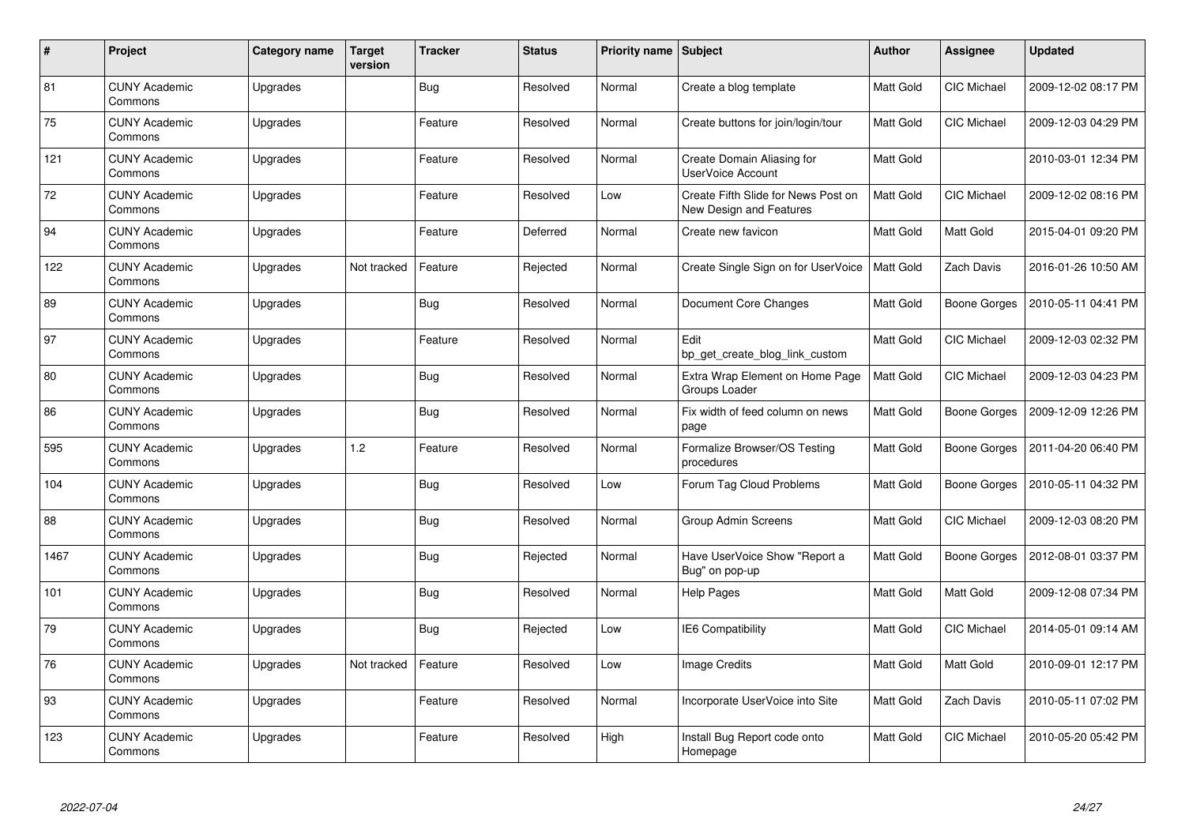| # | Project | Category name | Target version | Tracker | Status | Priority name | Subject | Author | Assignee | Updated |
|---|---|---|---|---|---|---|---|---|---|---|
| 81 | CUNY Academic Commons | Upgrades | | Bug | Resolved | Normal | Create a blog template | Matt Gold | CIC Michael | 2009-12-02 08:17 PM |
| 75 | CUNY Academic Commons | Upgrades | | Feature | Resolved | Normal | Create buttons for join/login/tour | Matt Gold | CIC Michael | 2009-12-03 04:29 PM |
| 121 | CUNY Academic Commons | Upgrades | | Feature | Resolved | Normal | Create Domain Aliasing for UserVoice Account | Matt Gold | | 2010-03-01 12:34 PM |
| 72 | CUNY Academic Commons | Upgrades | | Feature | Resolved | Low | Create Fifth Slide for News Post on New Design and Features | Matt Gold | CIC Michael | 2009-12-02 08:16 PM |
| 94 | CUNY Academic Commons | Upgrades | | Feature | Deferred | Normal | Create new favicon | Matt Gold | Matt Gold | 2015-04-01 09:20 PM |
| 122 | CUNY Academic Commons | Upgrades | Not tracked | Feature | Rejected | Normal | Create Single Sign on for UserVoice | Matt Gold | Zach Davis | 2016-01-26 10:50 AM |
| 89 | CUNY Academic Commons | Upgrades | | Bug | Resolved | Normal | Document Core Changes | Matt Gold | Boone Gorges | 2010-05-11 04:41 PM |
| 97 | CUNY Academic Commons | Upgrades | | Feature | Resolved | Normal | Edit bp_get_create_blog_link_custom | Matt Gold | CIC Michael | 2009-12-03 02:32 PM |
| 80 | CUNY Academic Commons | Upgrades | | Bug | Resolved | Normal | Extra Wrap Element on Home Page Groups Loader | Matt Gold | CIC Michael | 2009-12-03 04:23 PM |
| 86 | CUNY Academic Commons | Upgrades | | Bug | Resolved | Normal | Fix width of feed column on news page | Matt Gold | Boone Gorges | 2009-12-09 12:26 PM |
| 595 | CUNY Academic Commons | Upgrades | 1.2 | Feature | Resolved | Normal | Formalize Browser/OS Testing procedures | Matt Gold | Boone Gorges | 2011-04-20 06:40 PM |
| 104 | CUNY Academic Commons | Upgrades | | Bug | Resolved | Low | Forum Tag Cloud Problems | Matt Gold | Boone Gorges | 2010-05-11 04:32 PM |
| 88 | CUNY Academic Commons | Upgrades | | Bug | Resolved | Normal | Group Admin Screens | Matt Gold | CIC Michael | 2009-12-03 08:20 PM |
| 1467 | CUNY Academic Commons | Upgrades | | Bug | Rejected | Normal | Have UserVoice Show "Report a Bug" on pop-up | Matt Gold | Boone Gorges | 2012-08-01 03:37 PM |
| 101 | CUNY Academic Commons | Upgrades | | Bug | Resolved | Normal | Help Pages | Matt Gold | Matt Gold | 2009-12-08 07:34 PM |
| 79 | CUNY Academic Commons | Upgrades | | Bug | Rejected | Low | IE6 Compatibility | Matt Gold | CIC Michael | 2014-05-01 09:14 AM |
| 76 | CUNY Academic Commons | Upgrades | Not tracked | Feature | Resolved | Low | Image Credits | Matt Gold | Matt Gold | 2010-09-01 12:17 PM |
| 93 | CUNY Academic Commons | Upgrades | | Feature | Resolved | Normal | Incorporate UserVoice into Site | Matt Gold | Zach Davis | 2010-05-11 07:02 PM |
| 123 | CUNY Academic Commons | Upgrades | | Feature | Resolved | High | Install Bug Report code onto Homepage | Matt Gold | CIC Michael | 2010-05-20 05:42 PM |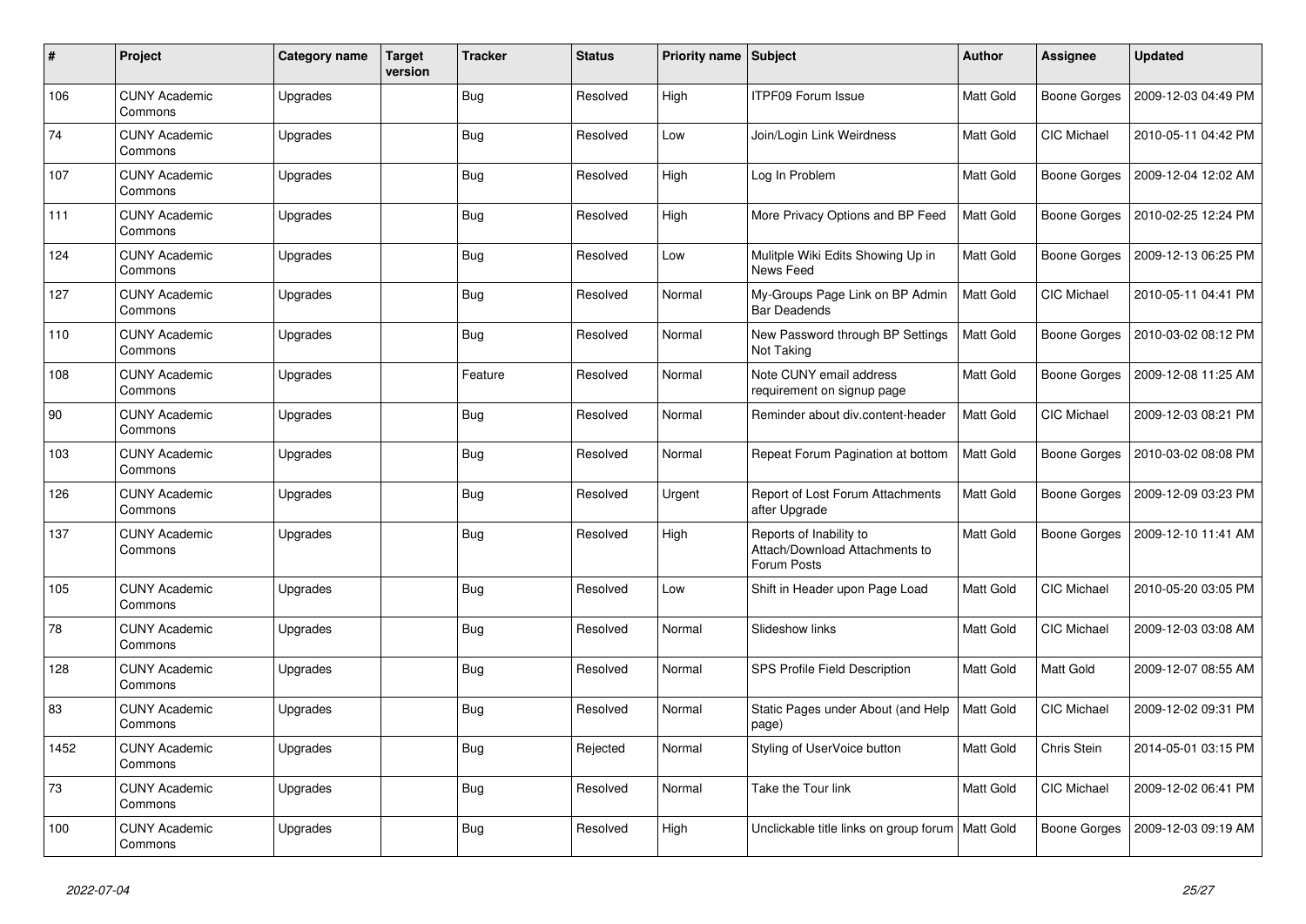| # | Project | Category name | Target version | Tracker | Status | Priority name | Subject | Author | Assignee | Updated |
|---|---|---|---|---|---|---|---|---|---|---|
| 106 | CUNY Academic Commons | Upgrades | | Bug | Resolved | High | ITPF09 Forum Issue | Matt Gold | Boone Gorges | 2009-12-03 04:49 PM |
| 74 | CUNY Academic Commons | Upgrades | | Bug | Resolved | Low | Join/Login Link Weirdness | Matt Gold | CIC Michael | 2010-05-11 04:42 PM |
| 107 | CUNY Academic Commons | Upgrades | | Bug | Resolved | High | Log In Problem | Matt Gold | Boone Gorges | 2009-12-04 12:02 AM |
| 111 | CUNY Academic Commons | Upgrades | | Bug | Resolved | High | More Privacy Options and BP Feed | Matt Gold | Boone Gorges | 2010-02-25 12:24 PM |
| 124 | CUNY Academic Commons | Upgrades | | Bug | Resolved | Low | Mulitple Wiki Edits Showing Up in News Feed | Matt Gold | Boone Gorges | 2009-12-13 06:25 PM |
| 127 | CUNY Academic Commons | Upgrades | | Bug | Resolved | Normal | My-Groups Page Link on BP Admin Bar Deadends | Matt Gold | CIC Michael | 2010-05-11 04:41 PM |
| 110 | CUNY Academic Commons | Upgrades | | Bug | Resolved | Normal | New Password through BP Settings Not Taking | Matt Gold | Boone Gorges | 2010-03-02 08:12 PM |
| 108 | CUNY Academic Commons | Upgrades | | Feature | Resolved | Normal | Note CUNY email address requirement on signup page | Matt Gold | Boone Gorges | 2009-12-08 11:25 AM |
| 90 | CUNY Academic Commons | Upgrades | | Bug | Resolved | Normal | Reminder about div.content-header | Matt Gold | CIC Michael | 2009-12-03 08:21 PM |
| 103 | CUNY Academic Commons | Upgrades | | Bug | Resolved | Normal | Repeat Forum Pagination at bottom | Matt Gold | Boone Gorges | 2010-03-02 08:08 PM |
| 126 | CUNY Academic Commons | Upgrades | | Bug | Resolved | Urgent | Report of Lost Forum Attachments after Upgrade | Matt Gold | Boone Gorges | 2009-12-09 03:23 PM |
| 137 | CUNY Academic Commons | Upgrades | | Bug | Resolved | High | Reports of Inability to Attach/Download Attachments to Forum Posts | Matt Gold | Boone Gorges | 2009-12-10 11:41 AM |
| 105 | CUNY Academic Commons | Upgrades | | Bug | Resolved | Low | Shift in Header upon Page Load | Matt Gold | CIC Michael | 2010-05-20 03:05 PM |
| 78 | CUNY Academic Commons | Upgrades | | Bug | Resolved | Normal | Slideshow links | Matt Gold | CIC Michael | 2009-12-03 03:08 AM |
| 128 | CUNY Academic Commons | Upgrades | | Bug | Resolved | Normal | SPS Profile Field Description | Matt Gold | Matt Gold | 2009-12-07 08:55 AM |
| 83 | CUNY Academic Commons | Upgrades | | Bug | Resolved | Normal | Static Pages under About (and Help page) | Matt Gold | CIC Michael | 2009-12-02 09:31 PM |
| 1452 | CUNY Academic Commons | Upgrades | | Bug | Rejected | Normal | Styling of UserVoice button | Matt Gold | Chris Stein | 2014-05-01 03:15 PM |
| 73 | CUNY Academic Commons | Upgrades | | Bug | Resolved | Normal | Take the Tour link | Matt Gold | CIC Michael | 2009-12-02 06:41 PM |
| 100 | CUNY Academic Commons | Upgrades | | Bug | Resolved | High | Unclickable title links on group forum | Matt Gold | Boone Gorges | 2009-12-03 09:19 AM |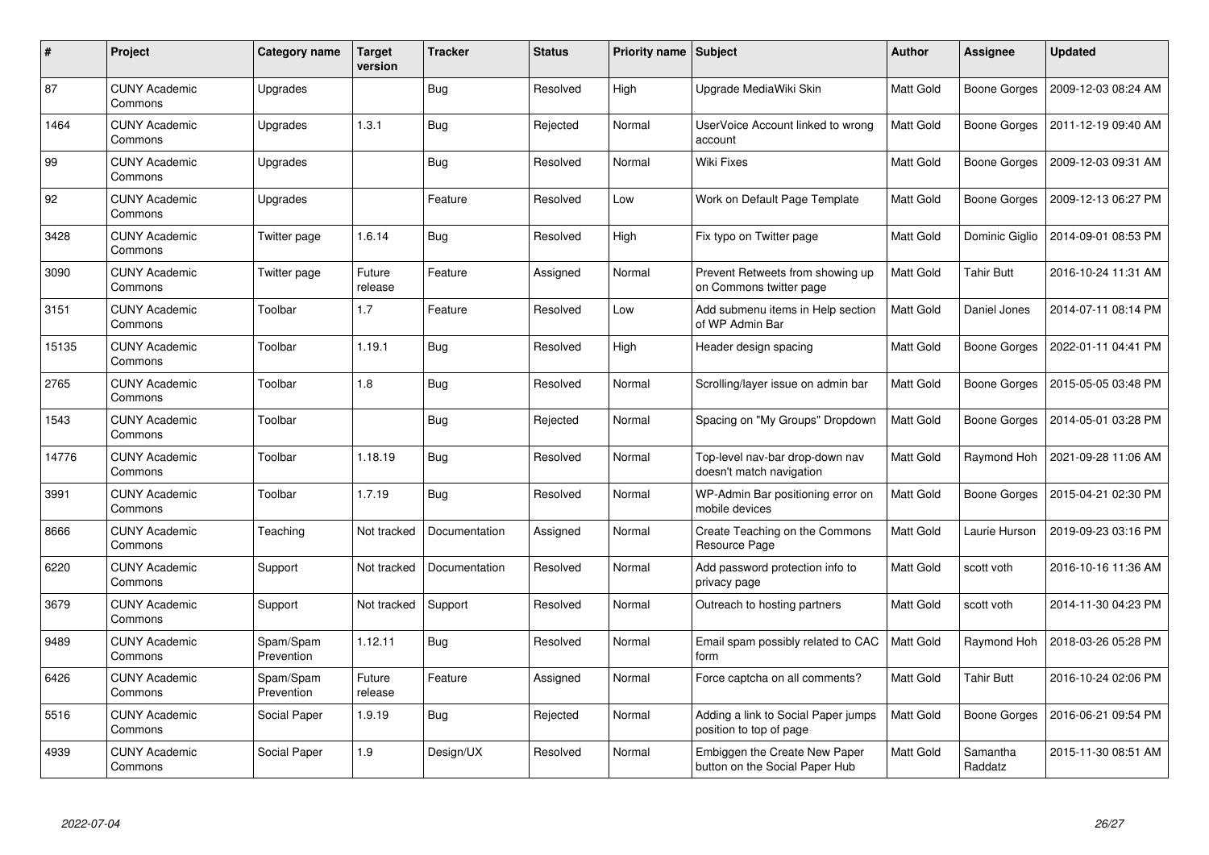| # | Project | Category name | Target version | Tracker | Status | Priority name | Subject | Author | Assignee | Updated |
|---|---|---|---|---|---|---|---|---|---|---|
| 87 | CUNY Academic Commons | Upgrades | | Bug | Resolved | High | Upgrade MediaWiki Skin | Matt Gold | Boone Gorges | 2009-12-03 08:24 AM |
| 1464 | CUNY Academic Commons | Upgrades | 1.3.1 | Bug | Rejected | Normal | UserVoice Account linked to wrong account | Matt Gold | Boone Gorges | 2011-12-19 09:40 AM |
| 99 | CUNY Academic Commons | Upgrades | | Bug | Resolved | Normal | Wiki Fixes | Matt Gold | Boone Gorges | 2009-12-03 09:31 AM |
| 92 | CUNY Academic Commons | Upgrades | | Feature | Resolved | Low | Work on Default Page Template | Matt Gold | Boone Gorges | 2009-12-13 06:27 PM |
| 3428 | CUNY Academic Commons | Twitter page | 1.6.14 | Bug | Resolved | High | Fix typo on Twitter page | Matt Gold | Dominic Giglio | 2014-09-01 08:53 PM |
| 3090 | CUNY Academic Commons | Twitter page | Future release | Feature | Assigned | Normal | Prevent Retweets from showing up on Commons twitter page | Matt Gold | Tahir Butt | 2016-10-24 11:31 AM |
| 3151 | CUNY Academic Commons | Toolbar | 1.7 | Feature | Resolved | Low | Add submenu items in Help section of WP Admin Bar | Matt Gold | Daniel Jones | 2014-07-11 08:14 PM |
| 15135 | CUNY Academic Commons | Toolbar | 1.19.1 | Bug | Resolved | High | Header design spacing | Matt Gold | Boone Gorges | 2022-01-11 04:41 PM |
| 2765 | CUNY Academic Commons | Toolbar | 1.8 | Bug | Resolved | Normal | Scrolling/layer issue on admin bar | Matt Gold | Boone Gorges | 2015-05-05 03:48 PM |
| 1543 | CUNY Academic Commons | Toolbar | | Bug | Rejected | Normal | Spacing on "My Groups" Dropdown | Matt Gold | Boone Gorges | 2014-05-01 03:28 PM |
| 14776 | CUNY Academic Commons | Toolbar | 1.18.19 | Bug | Resolved | Normal | Top-level nav-bar drop-down nav doesn't match navigation | Matt Gold | Raymond Hoh | 2021-09-28 11:06 AM |
| 3991 | CUNY Academic Commons | Toolbar | 1.7.19 | Bug | Resolved | Normal | WP-Admin Bar positioning error on mobile devices | Matt Gold | Boone Gorges | 2015-04-21 02:30 PM |
| 8666 | CUNY Academic Commons | Teaching | Not tracked | Documentation | Assigned | Normal | Create Teaching on the Commons Resource Page | Matt Gold | Laurie Hurson | 2019-09-23 03:16 PM |
| 6220 | CUNY Academic Commons | Support | Not tracked | Documentation | Resolved | Normal | Add password protection info to privacy page | Matt Gold | scott voth | 2016-10-16 11:36 AM |
| 3679 | CUNY Academic Commons | Support | Not tracked | Support | Resolved | Normal | Outreach to hosting partners | Matt Gold | scott voth | 2014-11-30 04:23 PM |
| 9489 | CUNY Academic Commons | Spam/Spam Prevention | 1.12.11 | Bug | Resolved | Normal | Email spam possibly related to CAC form | Matt Gold | Raymond Hoh | 2018-03-26 05:28 PM |
| 6426 | CUNY Academic Commons | Spam/Spam Prevention | Future release | Feature | Assigned | Normal | Force captcha on all comments? | Matt Gold | Tahir Butt | 2016-10-24 02:06 PM |
| 5516 | CUNY Academic Commons | Social Paper | 1.9.19 | Bug | Rejected | Normal | Adding a link to Social Paper jumps position to top of page | Matt Gold | Boone Gorges | 2016-06-21 09:54 PM |
| 4939 | CUNY Academic Commons | Social Paper | 1.9 | Design/UX | Resolved | Normal | Embiggen the Create New Paper button on the Social Paper Hub | Matt Gold | Samantha Raddatz | 2015-11-30 08:51 AM |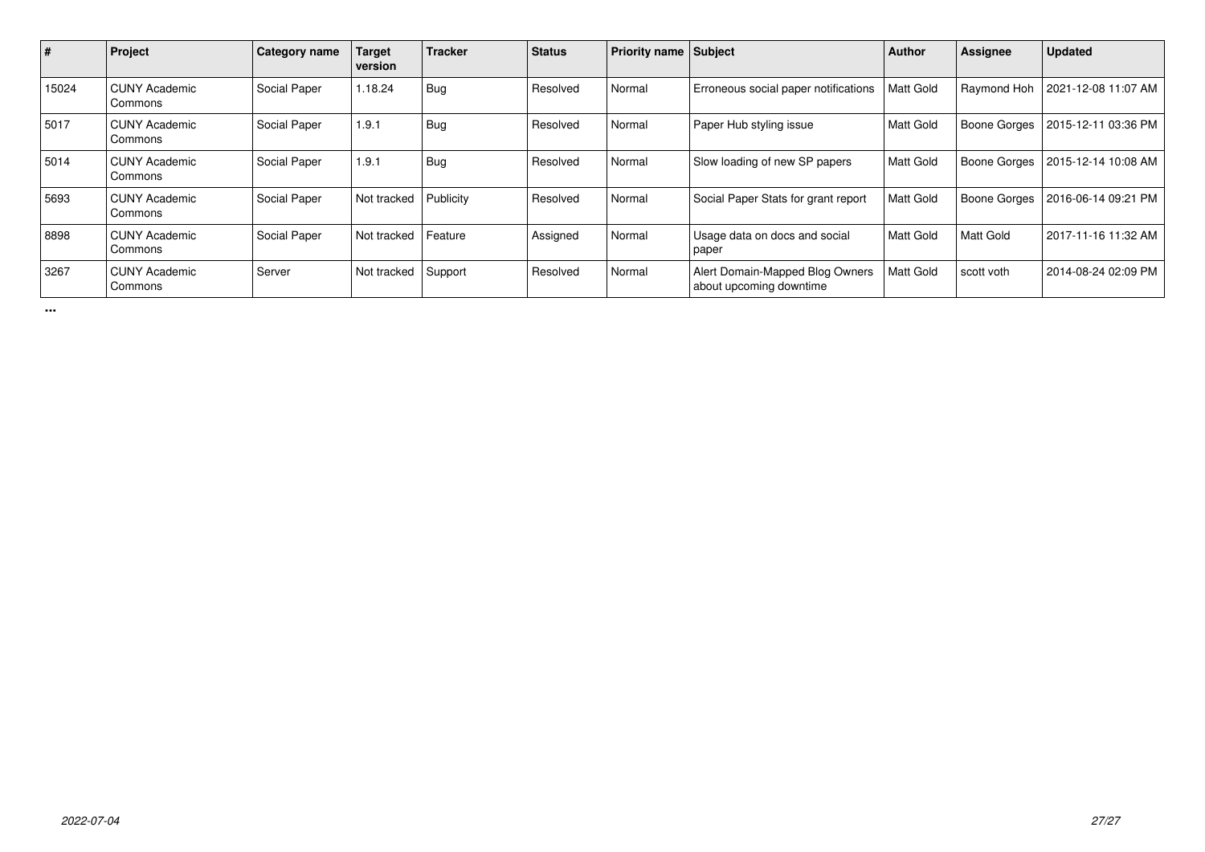| # | Project | Category name | Target version | Tracker | Status | Priority name | Subject | Author | Assignee | Updated |
|---|---|---|---|---|---|---|---|---|---|---|
| 15024 | CUNY Academic Commons | Social Paper | 1.18.24 | Bug | Resolved | Normal | Erroneous social paper notifications | Matt Gold | Raymond Hoh | 2021-12-08 11:07 AM |
| 5017 | CUNY Academic Commons | Social Paper | 1.9.1 | Bug | Resolved | Normal | Paper Hub styling issue | Matt Gold | Boone Gorges | 2015-12-11 03:36 PM |
| 5014 | CUNY Academic Commons | Social Paper | 1.9.1 | Bug | Resolved | Normal | Slow loading of new SP papers | Matt Gold | Boone Gorges | 2015-12-14 10:08 AM |
| 5693 | CUNY Academic Commons | Social Paper | Not tracked | Publicity | Resolved | Normal | Social Paper Stats for grant report | Matt Gold | Boone Gorges | 2016-06-14 09:21 PM |
| 8898 | CUNY Academic Commons | Social Paper | Not tracked | Feature | Assigned | Normal | Usage data on docs and social paper | Matt Gold | Matt Gold | 2017-11-16 11:32 AM |
| 3267 | CUNY Academic Commons | Server | Not tracked | Support | Resolved | Normal | Alert Domain-Mapped Blog Owners about upcoming downtime | Matt Gold | scott voth | 2014-08-24 02:09 PM |

...